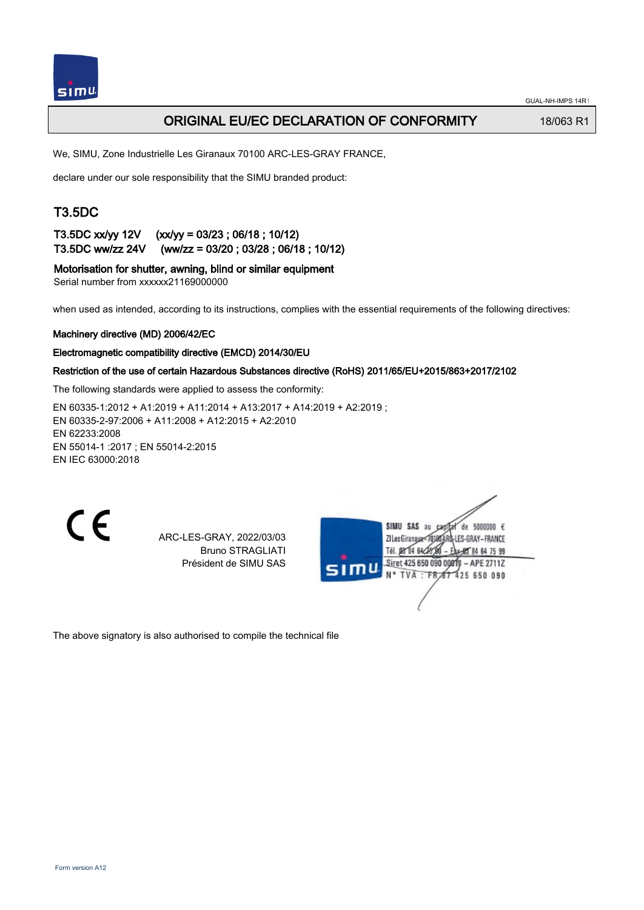GUAL-NH-IMPS 14R1

# ORIGINAL EU/EC DECLARATION OF CONFORMITY

18/063 R1

We, SIMU, Zone Industrielle Les Giranaux 70100 ARC-LES-GRAY FRANCE,

declare under our sole responsibility that the SIMU branded product:

## T3.5DC

**T3.5DC xx/yy 12V (xx/yy = 03/23 ; 06/18 ; 10/12)**
**T3.5DC ww/zz 24V (ww/zz = 03/20 ; 03/28 ; 06/18 ; 10/12)**

**Motorisation for shutter, awning, blind or similar equipment**
Serial number from xxxxxx21169000000

when used as intended, according to its instructions, complies with the essential requirements of the following directives:

**Machinery directive (MD) 2006/42/EC**

**Electromagnetic compatibility directive (EMCD) 2014/30/EU**

**Restriction of the use of certain Hazardous Substances directive (RoHS) 2011/65/EU+2015/863+2017/2102**

The following standards were applied to assess the conformity:

EN 60335-1:2012 + A1:2019 + A11:2014 + A13:2017 + A14:2019 + A2:2019 ;
EN 60335-2-97:2006 + A11:2008 + A12:2015 + A2:2010
EN 62233:2008
EN 55014-1 :2017 ; EN 55014-2:2015
EN IEC 63000:2018

CE

ARC-LES-GRAY, 2022/03/03
Bruno STRAGLIATI
Président de SIMU SAS

SIMU SAS au capital de 5000000 €
ZI Les Giranaux 70100 ARC-LES-GRAY-FRANCE
Tél. 03 84 64 75 00 – Fax 03 84 64 75 99
Siret 425 650 090 00011 – APE 2711Z
N° TVA : FR 67 425 650 090

The above signatory is also authorised to compile the technical file

Form version A12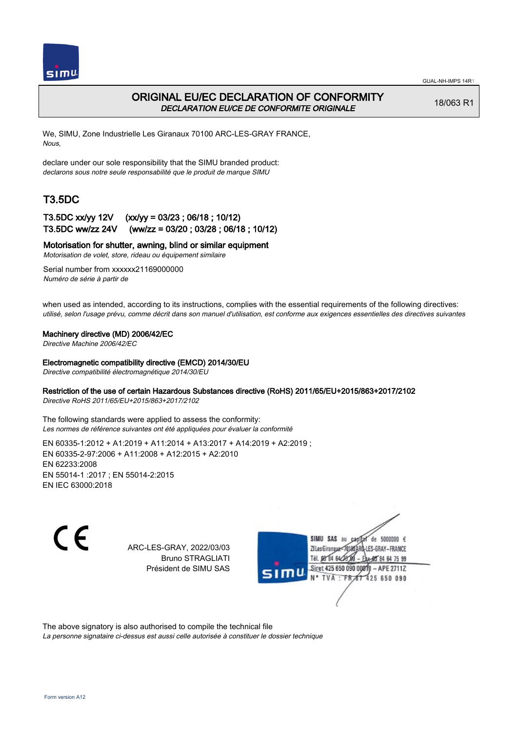GUAL-NH-IMPS 14R1

# ORIGINAL EU/EC DECLARATION OF CONFORMITY

*DECLARATION EU/CE DE CONFORMITE ORIGINALE*

18/063 R1

We, SIMU, Zone Industrielle Les Giranaux 70100 ARC-LES-GRAY FRANCE,
*Nous,*

declare under our sole responsibility that the SIMU branded product:
*declarons sous notre seule responsabilité que le produit de marque SIMU*

## T3.5DC

### T3.5DC xx/yy 12V (xx/yy = 03/23 ; 06/18 ; 10/12)
### T3.5DC ww/zz 24V (ww/zz = 03/20 ; 03/28 ; 06/18 ; 10/12)

**Motorisation for shutter, awning, blind or similar equipment**
*Motorisation de volet, store, rideau ou équipement similaire*

Serial number from xxxxxx21169000000
*Numéro de série à partir de*

when used as intended, according to its instructions, complies with the essential requirements of the following directives:
*utilisé, selon l'usage prévu, comme décrit dans son manuel d'utilisation, est conforme aux exigences essentielles des directives suivantes*

**Machinery directive (MD) 2006/42/EC**
*Directive Machine 2006/42/EC*

**Electromagnetic compatibility directive (EMCD) 2014/30/EU**
*Directive compatibilité électromagnétique 2014/30/EU*

**Restriction of the use of certain Hazardous Substances directive (RoHS) 2011/65/EU+2015/863+2017/2102**
*Directive RoHS 2011/65/EU+2015/863+2017/2102*

The following standards were applied to assess the conformity:
*Les normes de référence suivantes ont été appliquées pour évaluer la conformité*

EN 60335-1:2012 + A1:2019 + A11:2014 + A13:2017 + A14:2019 + A2:2019 ;
EN 60335-2-97:2006 + A11:2008 + A12:2015 + A2:2010
EN 62233:2008
EN 55014-1 :2017 ; EN 55014-2:2015
EN IEC 63000:2018

CE

ARC-LES-GRAY, 2022/03/03
Bruno STRAGLIATI
Président de SIMU SAS

SIMU SAS au capital de 5000000 €
ZI Les Giranaux 70100 ARC-LES-GRAY-FRANCE
Tél. 03 84 64 78 00 – Fax 03 84 64 75 99
Siret 425 650 090 00011 – APE 2711Z
N° TVA : FR87 425 650 090

The above signatory is also authorised to compile the technical file
*La personne signataire ci-dessus est aussi celle autorisée à constituer le dossier technique*

Form version A12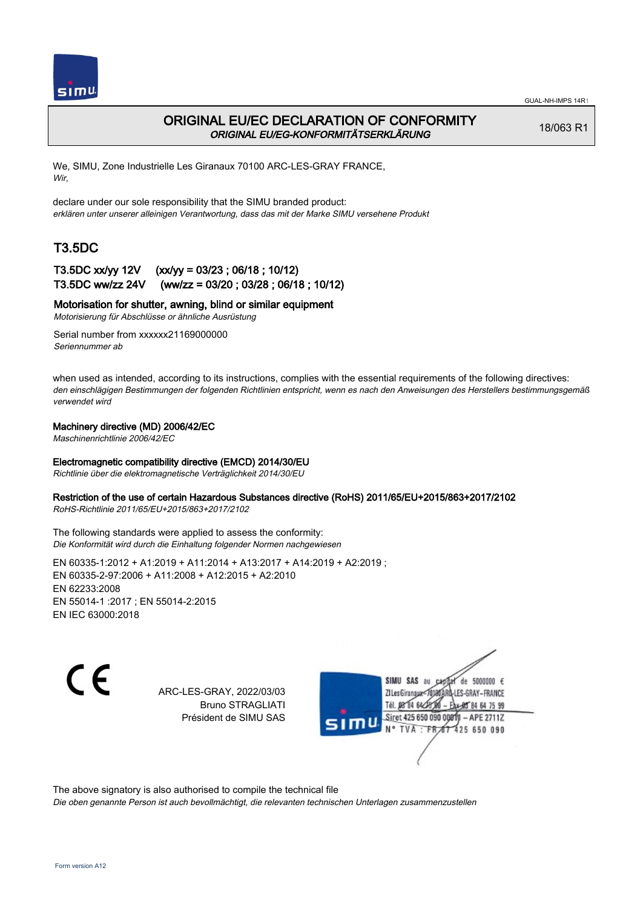# ORIGINAL EU/EC DECLARATION OF CONFORMITY
*ORIGINAL EU/EG-KONFORMITÄTSERKLÄRUNG*

18/063 R1

We, SIMU, Zone Industrielle Les Giranaux 70100 ARC-LES-GRAY FRANCE,
*Wir,*

declare under our sole responsibility that the SIMU branded product:
*erklären unter unserer alleinigen Verantwortung, dass das mit der Marke SIMU versehene Produkt*

## T3.5DC

**T3.5DC xx/yy 12V (xx/yy = 03/23 ; 06/18 ; 10/12)**
**T3.5DC ww/zz 24V (ww/zz = 03/20 ; 03/28 ; 06/18 ; 10/12)**

**Motorisation for shutter, awning, blind or similar equipment**
*Motorisierung für Abschlüsse or ähnliche Ausrüstung*

Serial number from xxxxxx21169000000
*Seriennummer ab*

when used as intended, according to its instructions, complies with the essential requirements of the following directives:
*den einschlägigen Bestimmungen der folgenden Richtlinien entspricht, wenn es nach den Anweisungen des Herstellers bestimmungsgemäß verwendet wird*

**Machinery directive (MD) 2006/42/EC**
*Maschinenrichtlinie 2006/42/EC*

**Electromagnetic compatibility directive (EMCD) 2014/30/EU**
*Richtlinie über die elektromagnetische Verträglichkeit 2014/30/EU*

**Restriction of the use of certain Hazardous Substances directive (RoHS) 2011/65/EU+2015/863+2017/2102**
*RoHS-Richtlinie 2011/65/EU+2015/863+2017/2102*

The following standards were applied to assess the conformity:
*Die Konformität wird durch die Einhaltung folgender Normen nachgewiesen*

EN 60335-1:2012 + A1:2019 + A11:2014 + A13:2017 + A14:2019 + A2:2019 ;
EN 60335-2-97:2006 + A11:2008 + A12:2015 + A2:2010
EN 62233:2008
EN 55014-1 :2017 ; EN 55014-2:2015
EN IEC 63000:2018

CE

ARC-LES-GRAY, 2022/03/03
Bruno STRAGLIATI
Président de SIMU SAS

SIMU SAS au capital de 5000000 €
ZI Les Giranaux 70100 ARC-LES-GRAY-FRANCE
Tél. 03 84 64 75 00 – Fax 03 84 64 75 99
Siret 425 650 090 00811 – APE 2711Z
N° TVA : FR 87 425 650 090

The above signatory is also authorised to compile the technical file
*Die oben genannte Person ist auch bevollmächtigt, die relevanten technischen Unterlagen zusammenzustellen*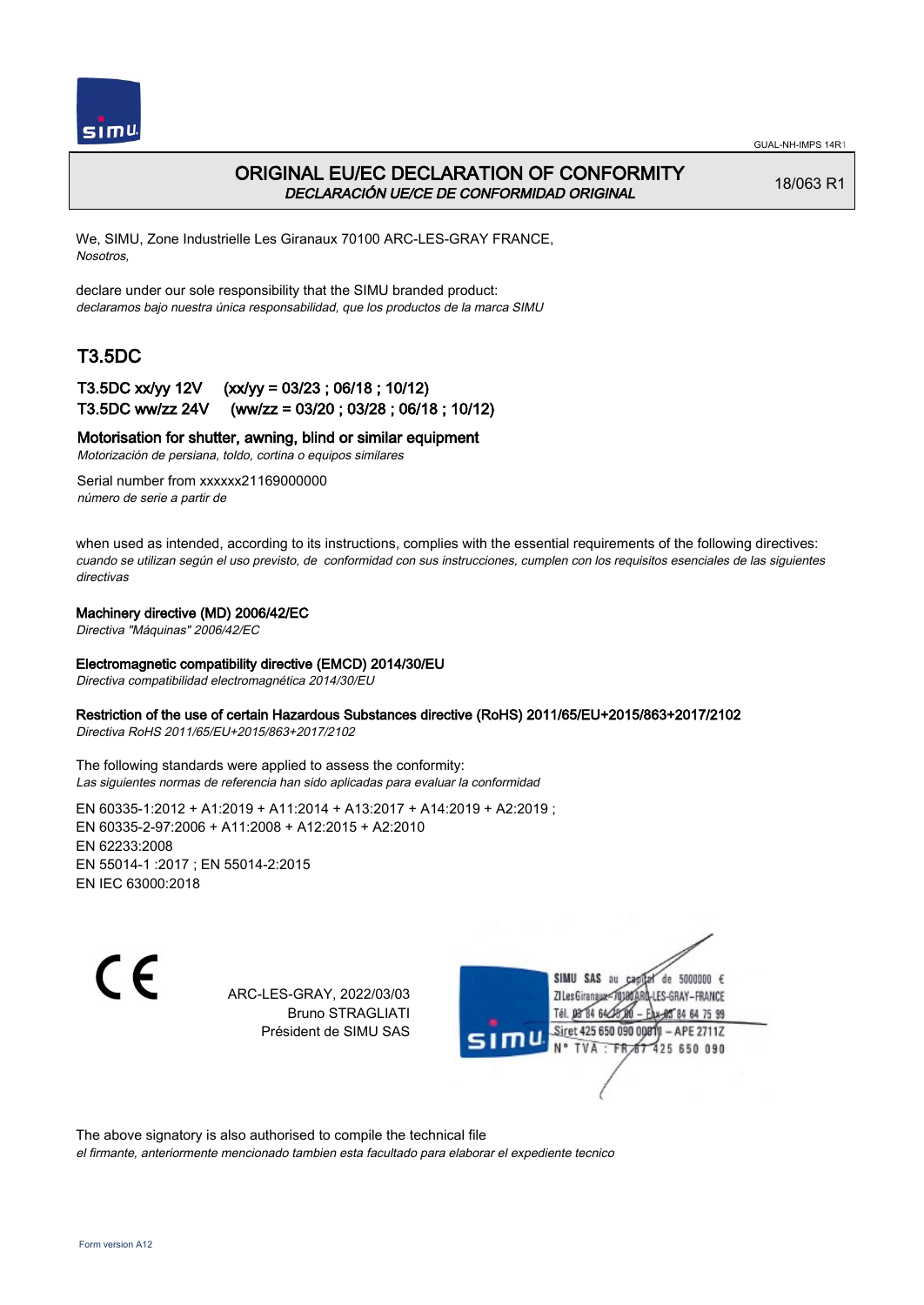GUAL-NH-IMPS 14R1

# ORIGINAL EU/EC DECLARATION OF CONFORMITY

*DECLARACIÓN UE/CE DE CONFORMIDAD ORIGINAL*

18/063 R1

We, SIMU, Zone Industrielle Les Giranaux 70100 ARC-LES-GRAY FRANCE,
*Nosotros,*

declare under our sole responsibility that the SIMU branded product:
*declaramos bajo nuestra única responsabilidad, que los productos de la marca SIMU*

## T3.5DC

### T3.5DC xx/yy 12V (xx/yy = 03/23 ; 06/18 ; 10/12)
### T3.5DC ww/zz 24V (ww/zz = 03/20 ; 03/28 ; 06/18 ; 10/12)

**Motorisation for shutter, awning, blind or similar equipment**
*Motorización de persiana, toldo, cortina o equipos similares*

Serial number from xxxxxx21169000000
*número de serie a partir de*

when used as intended, according to its instructions, complies with the essential requirements of the following directives:
*cuando se utilizan según el uso previsto, de conformidad con sus instrucciones, cumplen con los requisitos esenciales de las siguientes directivas*

**Machinery directive (MD) 2006/42/EC**
*Directiva "Máquinas" 2006/42/EC*

**Electromagnetic compatibility directive (EMCD) 2014/30/EU**
*Directiva compatibilidad electromagnética 2014/30/EU*

**Restriction of the use of certain Hazardous Substances directive (RoHS) 2011/65/EU+2015/863+2017/2102**
*Directiva RoHS 2011/65/EU+2015/863+2017/2102*

The following standards were applied to assess the conformity:
*Las siguientes normas de referencia han sido aplicadas para evaluar la conformidad*

EN 60335-1:2012 + A1:2019 + A11:2014 + A13:2017 + A14:2019 + A2:2019 ;
EN 60335-2-97:2006 + A11:2008 + A12:2015 + A2:2010
EN 62233:2008
EN 55014-1 :2017 ; EN 55014-2:2015
EN IEC 63000:2018

CE

ARC-LES-GRAY, 2022/03/03
Bruno STRAGLIATI
Président de SIMU SAS

SIMU SAS au capital de 5000000 €
ZI Les Giranaux 70100 ARC-LES-GRAY-FRANCE
Tél. 03 84 64 75 00 – Fax 03 84 64 75 99
Siret 425 650 090 00011 – APE 2711Z
N° TVA : FR 87 425 650 090

The above signatory is also authorised to compile the technical file
*el firmante, anteriormente mencionado tambien esta facultado para elaborar el expediente tecnico*

Form version A12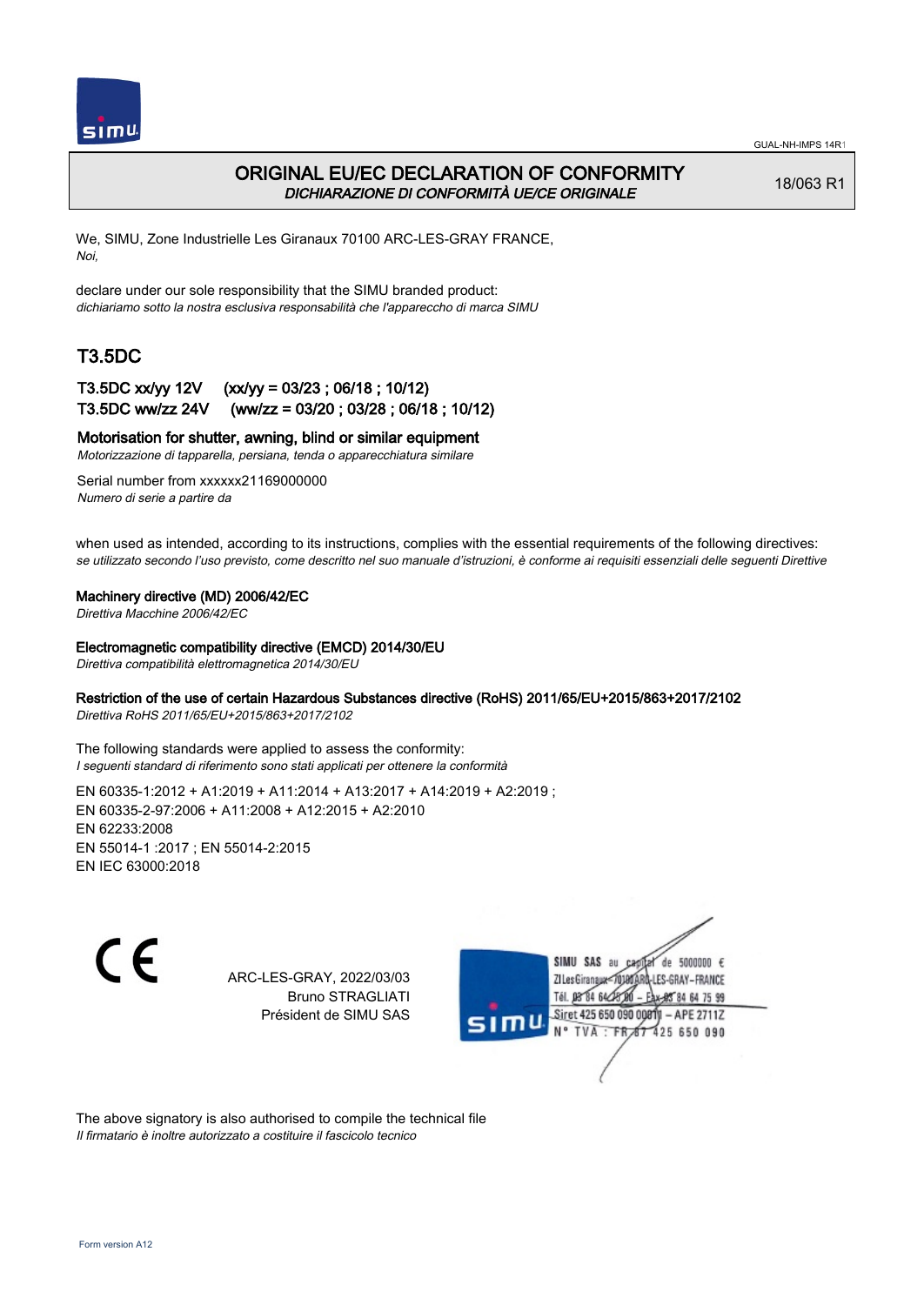# ORIGINAL EU/EC DECLARATION OF CONFORMITY

*DICHIARAZIONE DI CONFORMITÀ UE/CE ORIGINALE*

18/063 R1

We, SIMU, Zone Industrielle Les Giranaux 70100 ARC-LES-GRAY FRANCE,
*Noi,*

declare under our sole responsibility that the SIMU branded product:
*dichiariamo sotto la nostra esclusiva responsabilità che l'appareccho di marca SIMU*

## T3.5DC

**T3.5DC xx/yy 12V (xx/yy = 03/23 ; 06/18 ; 10/12)**
**T3.5DC ww/zz 24V (ww/zz = 03/20 ; 03/28 ; 06/18 ; 10/12)**

**Motorisation for shutter, awning, blind or similar equipment**
*Motorizzazione di tapparella, persiana, tenda o apparecchiatura similare*

Serial number from xxxxxx21169000000
*Numero di serie a partire da*

when used as intended, according to its instructions, complies with the essential requirements of the following directives:
*se utilizzato secondo l'uso previsto, come descritto nel suo manuale d'istruzioni, è conforme ai requisiti essenziali delle seguenti Direttive*

**Machinery directive (MD) 2006/42/EC**
*Direttiva Macchine 2006/42/EC*

**Electromagnetic compatibility directive (EMCD) 2014/30/EU**
*Direttiva compatibilità elettromagnetica 2014/30/EU*

**Restriction of the use of certain Hazardous Substances directive (RoHS) 2011/65/EU+2015/863+2017/2102**
*Direttiva RoHS 2011/65/EU+2015/863+2017/2102*

The following standards were applied to assess the conformity:
*I seguenti standard di riferimento sono stati applicati per ottenere la conformità*

EN 60335-1:2012 + A1:2019 + A11:2014 + A13:2017 + A14:2019 + A2:2019 ;
EN 60335-2-97:2006 + A11:2008 + A12:2015 + A2:2010
EN 62233:2008
EN 55014-1 :2017 ; EN 55014-2:2015
EN IEC 63000:2018

ARC-LES-GRAY, 2022/03/03
Bruno STRAGLIATI
Président de SIMU SAS

SIMU SAS au capital de 5000000 €
ZI Les Giranaux - 70100 ARC-LES-GRAY - FRANCE
Tél. 03 84 64 75 00 - Fax 03 84 64 75 99
Siret 425 650 090 00011 - APE 2711Z
N° TVA : FR 87 425 650 090

The above signatory is also authorised to compile the technical file
*Il firmatario è inoltre autorizzato a costituire il fascicolo tecnico*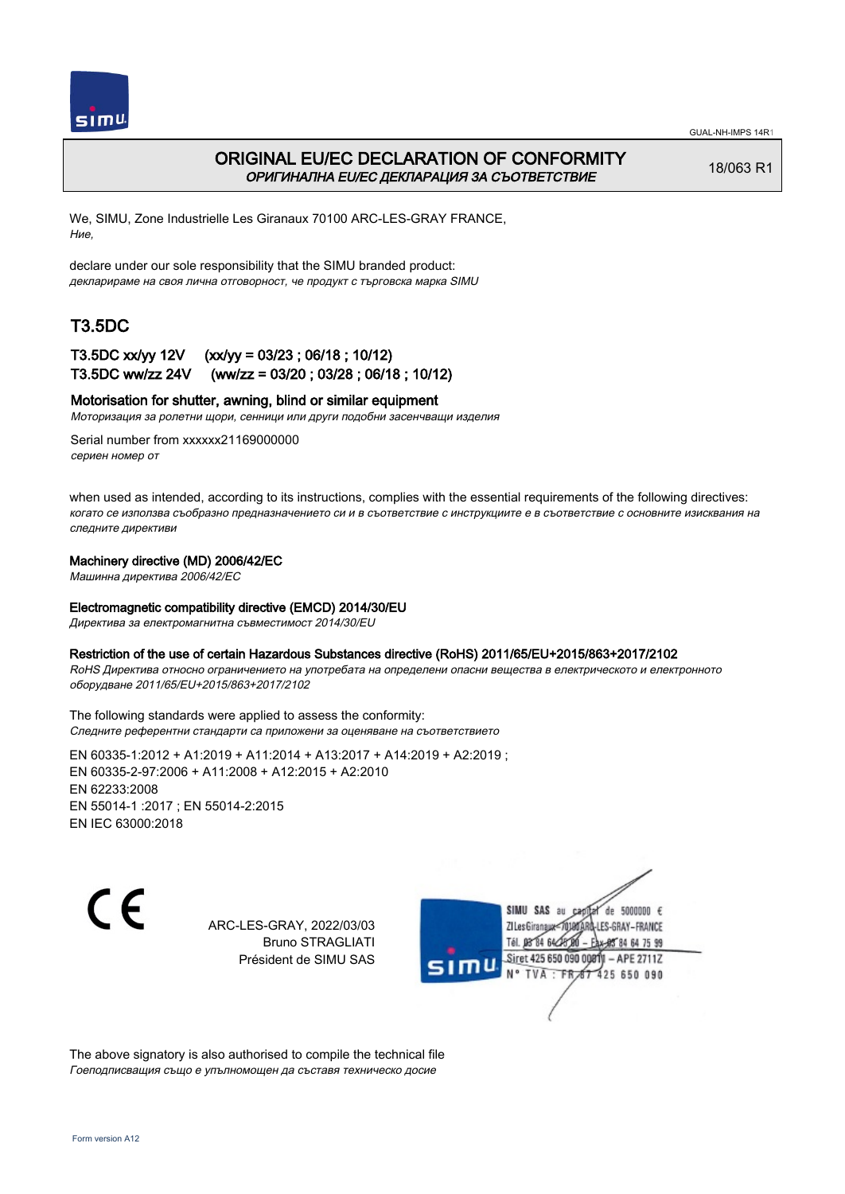GUAL-NH-IMPS 14R1

# ORIGINAL EU/EC DECLARATION OF CONFORMITY
*ОРИГИНАЛНА EU/EC ДЕКЛАРАЦИЯ ЗА СЪОТВЕТСТВИЕ*

18/063 R1

We, SIMU, Zone Industrielle Les Giranaux 70100 ARC-LES-GRAY FRANCE,
*Ние,*

declare under our sole responsibility that the SIMU branded product:
*декларираме на своя лична отговорност, че продукт с търговска марка SIMU*

## T3.5DC

### T3.5DC xx/yy 12V (xx/yy = 03/23 ; 06/18 ; 10/12)
### T3.5DC ww/zz 24V (ww/zz = 03/20 ; 03/28 ; 06/18 ; 10/12)

**Motorisation for shutter, awning, blind or similar equipment**
*Моторизация за ролетни щори, сенници или други подобни засенчващи изделия*

Serial number from xxxxxx21169000000
*сериен номер от*

when used as intended, according to its instructions, complies with the essential requirements of the following directives:
*когато се използва съобразно предназначението си и в съответствие с инструкциите е в съответствие с основните изисквания на следните директиви*

**Machinery directive (MD) 2006/42/EC**
*Машинна директива 2006/42/EC*

**Electromagnetic compatibility directive (EMCD) 2014/30/EU**
*Директива за електромагнитна съвместимост 2014/30/EU*

**Restriction of the use of certain Hazardous Substances directive (RoHS) 2011/65/EU+2015/863+2017/2102**
*RoHS Директива относно ограничението на употребата на определени опасни вещества в електрическото и електронното оборудване 2011/65/EU+2015/863+2017/2102*

The following standards were applied to assess the conformity:
*Следните референтни стандарти са приложени за оценяване на съответствието*

EN 60335-1:2012 + A1:2019 + A11:2014 + A13:2017 + A14:2019 + A2:2019 ;
EN 60335-2-97:2006 + A11:2008 + A12:2015 + A2:2010
EN 62233:2008
EN 55014-1 :2017 ; EN 55014-2:2015
EN IEC 63000:2018

CE

ARC-LES-GRAY, 2022/03/03
Bruno STRAGLIATI
Président de SIMU SAS

SIMU SAS au capital de 5000000 €
ZI Les Giranaux 70100 ARC-LES-GRAY-FRANCE
Tél. 03 84 64 75 00 – Fax 03 84 64 75 99
Siret 425 650 090 00011 – APE 2711Z
N° TVA : FR 87 425 650 090

The above signatory is also authorised to compile the technical file
*Гоеподписващия също е упълномощен да съставя техническо досие*

Form version A12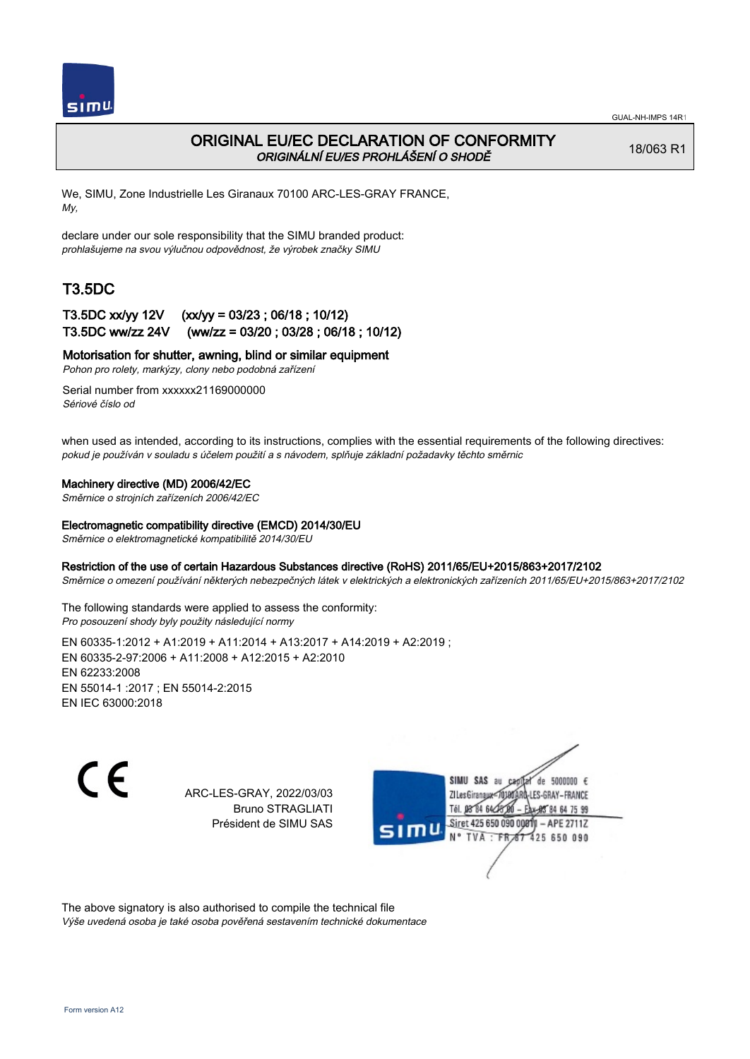# ORIGINAL EU/EC DECLARATION OF CONFORMITY
*ORIGINÁLNÍ EU/ES PROHLÁŠENÍ O SHODĚ*

18/063 R1

We, SIMU, Zone Industrielle Les Giranaux 70100 ARC-LES-GRAY FRANCE,
*My,*

declare under our sole responsibility that the SIMU branded product:
*prohlašujeme na svou výlučnou odpovědnost, že výrobek značky SIMU*

## T3.5DC

**T3.5DC xx/yy 12V (xx/yy = 03/23 ; 06/18 ; 10/12)**
**T3.5DC ww/zz 24V (ww/zz = 03/20 ; 03/28 ; 06/18 ; 10/12)**

**Motorisation for shutter, awning, blind or similar equipment**
*Pohon pro rolety, markýzy, clony nebo podobná zařízení*

Serial number from xxxxxx21169000000
*Sériové číslo od*

when used as intended, according to its instructions, complies with the essential requirements of the following directives:
*pokud je používán v souladu s účelem použití a s návodem, splňuje základní požadavky těchto směrnic*

**Machinery directive (MD) 2006/42/EC**
*Směrnice o strojních zařízeních 2006/42/EC*

**Electromagnetic compatibility directive (EMCD) 2014/30/EU**
*Směrnice o elektromagnetické kompatibilitě 2014/30/EU*

**Restriction of the use of certain Hazardous Substances directive (RoHS) 2011/65/EU+2015/863+2017/2102**
*Směrnice o omezení používání některých nebezpečných látek v elektrických a elektronických zařízeních 2011/65/EU+2015/863+2017/2102*

The following standards were applied to assess the conformity:
*Pro posouzení shody byly použity následující normy*

EN 60335-1:2012 + A1:2019 + A11:2014 + A13:2017 + A14:2019 + A2:2019 ;
EN 60335-2-97:2006 + A11:2008 + A12:2015 + A2:2010
EN 62233:2008
EN 55014-1 :2017 ; EN 55014-2:2015
EN IEC 63000:2018

ARC-LES-GRAY, 2022/03/03
Bruno STRAGLIATI
Président de SIMU SAS

SIMU SAS au capital de 5000000 €
ZI Les Giranaux 70100 ARC-LES-GRAY-FRANCE
Tél. 03 84 64 75 00 – Fax 03 84 64 75 99
Siret 425 650 090 00011 – APE 2711Z
N° TVA : FR 67 425 650 090

The above signatory is also authorised to compile the technical file
*Výše uvedená osoba je také osoba pověřená sestavením technické dokumentace*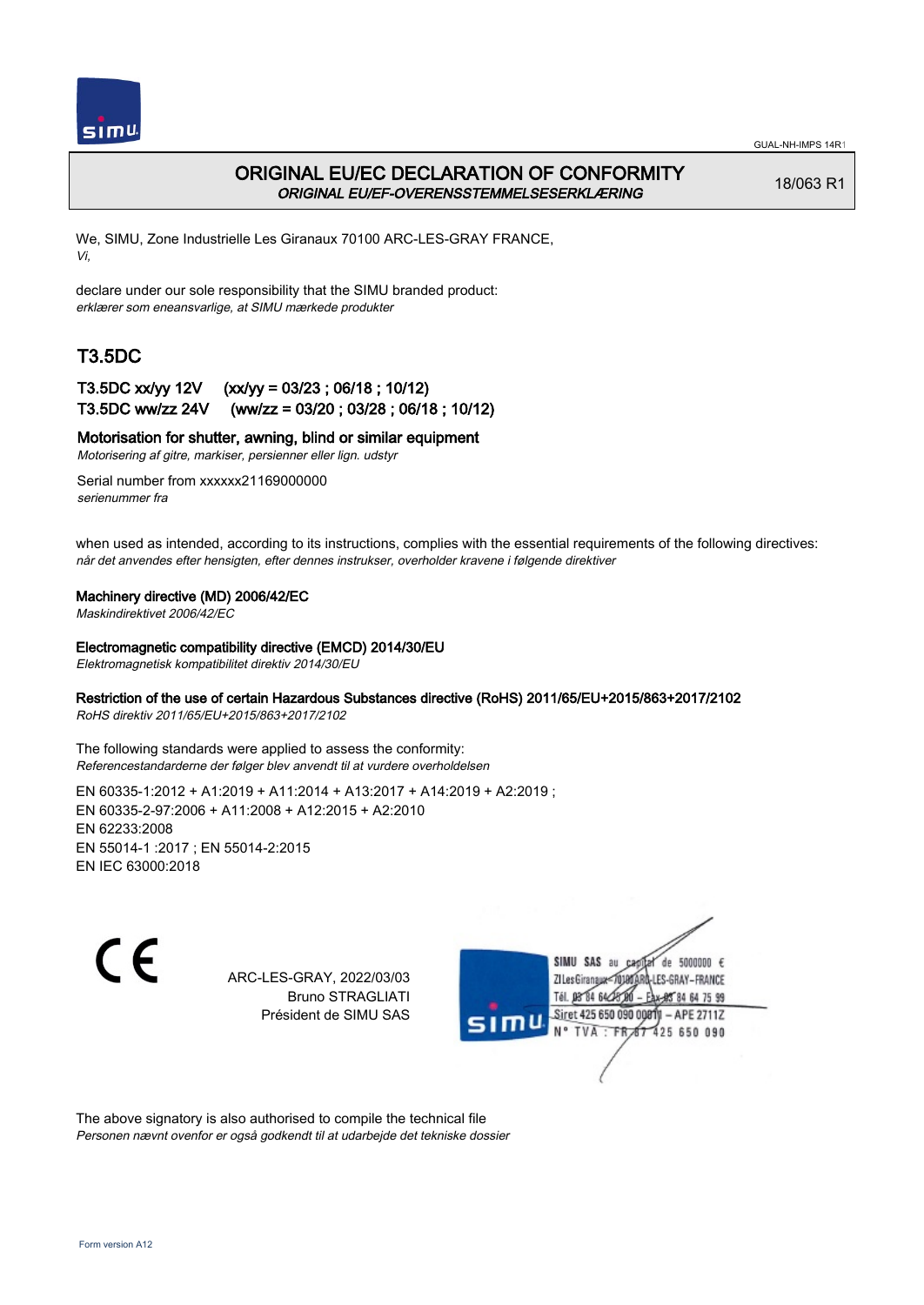# ORIGINAL EU/EC DECLARATION OF CONFORMITY
*ORIGINAL EU/EF-OVERENSSTEMMELSESERKLÆRING*

18/063 R1

We, SIMU, Zone Industrielle Les Giranaux 70100 ARC-LES-GRAY FRANCE,
*Vi,*

declare under our sole responsibility that the SIMU branded product:
*erklærer som eneansvarlige, at SIMU mærkede produkter*

## T3.5DC

**T3.5DC xx/yy 12V (xx/yy = 03/23 ; 06/18 ; 10/12)**
**T3.5DC ww/zz 24V (ww/zz = 03/20 ; 03/28 ; 06/18 ; 10/12)**

**Motorisation for shutter, awning, blind or similar equipment**
*Motorisering af gitre, markiser, persienner eller lign. udstyr*

Serial number from xxxxxx21169000000
*serienummer fra*

when used as intended, according to its instructions, complies with the essential requirements of the following directives:
*når det anvendes efter hensigten, efter dennes instrukser, overholder kravene i følgende direktiver*

**Machinery directive (MD) 2006/42/EC**
*Maskindirektivet 2006/42/EC*

**Electromagnetic compatibility directive (EMCD) 2014/30/EU**
*Elektromagnetisk kompatibilitet direktiv 2014/30/EU*

**Restriction of the use of certain Hazardous Substances directive (RoHS) 2011/65/EU+2015/863+2017/2102**
*RoHS direktiv 2011/65/EU+2015/863+2017/2102*

The following standards were applied to assess the conformity:
*Referencestandarderne der følger blev anvendt til at vurdere overholdelsen*

EN 60335-1:2012 + A1:2019 + A11:2014 + A13:2017 + A14:2019 + A2:2019 ;
EN 60335-2-97:2006 + A11:2008 + A12:2015 + A2:2010
EN 62233:2008
EN 55014-1 :2017 ; EN 55014-2:2015
EN IEC 63000:2018

ARC-LES-GRAY, 2022/03/03
Bruno STRAGLIATI
Président de SIMU SAS

SIMU SAS au capital de 5000000 €
ZI Les Giranaux 70100 ARC-LES-GRAY-FRANCE
Tél. 03 84 64 75 00 – Fax 03 84 64 75 99
Siret 425 650 090 00011 – APE 2711Z
N° TVA : FR 87 425 650 090

The above signatory is also authorised to compile the technical file
*Personen nævnt ovenfor er også godkendt til at udarbejde det tekniske dossier*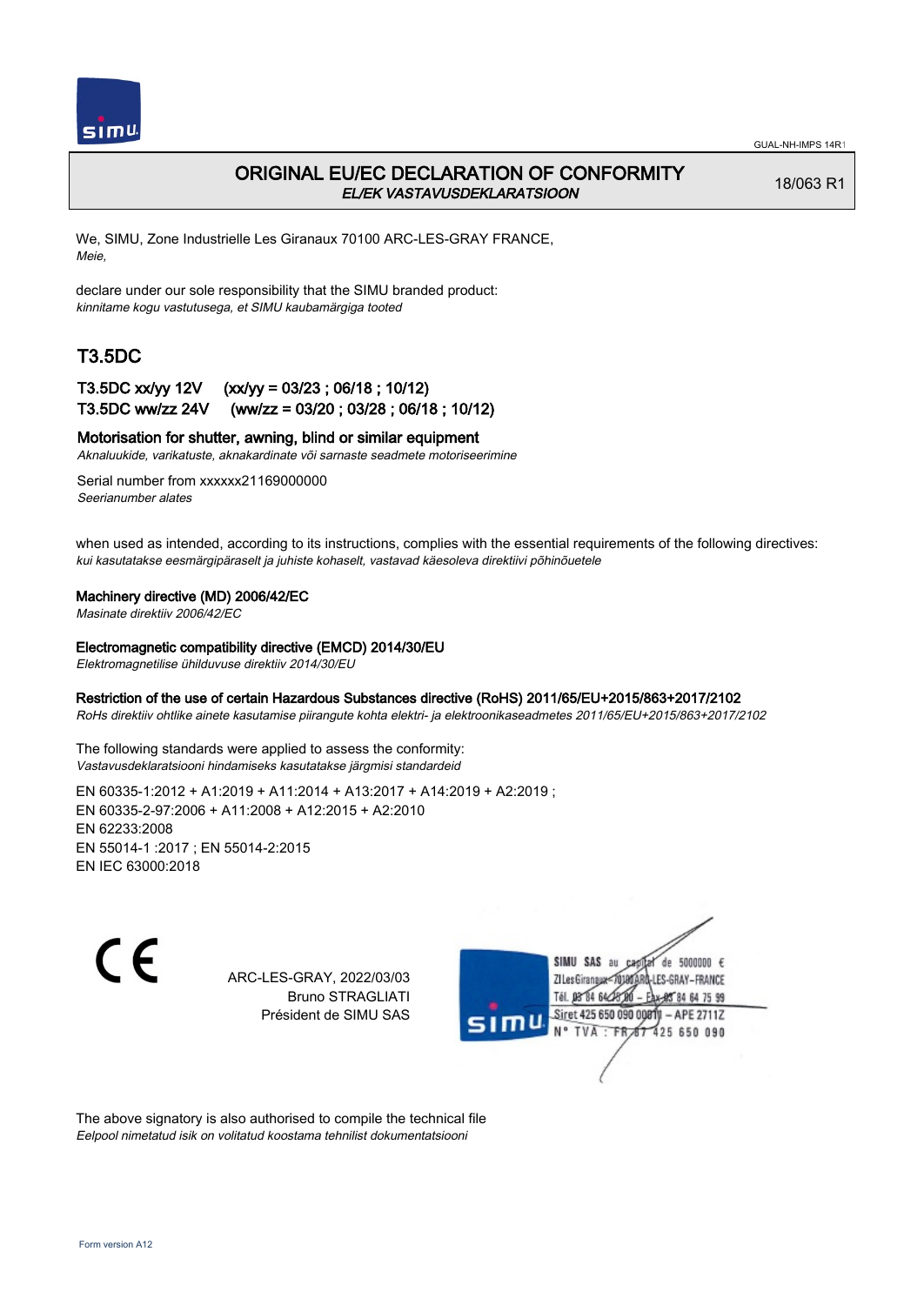GUAL-NH-IMPS 14R1

# ORIGINAL EU/EC DECLARATION OF CONFORMITY

*EL/EK VASTAVUSDEKLARATSIOON*

18/063 R1

We, SIMU, Zone Industrielle Les Giranaux 70100 ARC-LES-GRAY FRANCE,
*Meie,*

declare under our sole responsibility that the SIMU branded product:
*kinnitame kogu vastutusega, et SIMU kaubamärgiga tooted*

## T3.5DC

### T3.5DC xx/yy 12V (xx/yy = 03/23 ; 06/18 ; 10/12)
### T3.5DC ww/zz 24V (ww/zz = 03/20 ; 03/28 ; 06/18 ; 10/12)

**Motorisation for shutter, awning, blind or similar equipment**
*Aknaluukide, varikatuste, aknakardinate või sarnaste seadmete motoriseerimine*

Serial number from xxxxxx21169000000
*Seerianumber alates*

when used as intended, according to its instructions, complies with the essential requirements of the following directives:
*kui kasutatakse eesmärgipäraselt ja juhiste kohaselt, vastavad käesoleva direktiivi põhinõuetele*

**Machinery directive (MD) 2006/42/EC**
*Masinate direktiiv 2006/42/EC*

**Electromagnetic compatibility directive (EMCD) 2014/30/EU**
*Elektromagnetilise ühilduvuse direktiiv 2014/30/EU*

**Restriction of the use of certain Hazardous Substances directive (RoHS) 2011/65/EU+2015/863+2017/2102**
*RoHs direktiiv ohtlike ainete kasutamise piirangute kohta elektri- ja elektroonikaseadmetes 2011/65/EU+2015/863+2017/2102*

The following standards were applied to assess the conformity:
*Vastavusdeklaratsiooni hindamiseks kasutatakse järgmisi standardeid*

EN 60335-1:2012 + A1:2019 + A11:2014 + A13:2017 + A14:2019 + A2:2019 ;
EN 60335-2-97:2006 + A11:2008 + A12:2015 + A2:2010
EN 62233:2008
EN 55014-1 :2017 ; EN 55014-2:2015
EN IEC 63000:2018

CE

ARC-LES-GRAY, 2022/03/03
Bruno STRAGLIATI
Président de SIMU SAS

SIMU SAS au capital de 5000000 €
ZI Les Giranaux 70100 ARC-LES-GRAY-FRANCE
Tél. 03 84 64 75 00 – Fax 03 84 64 75 99
Siret 425 650 090 00011 – APE 2711Z
N° TVA : FR 67 425 650 090

The above signatory is also authorised to compile the technical file
*Eelpool nimetatud isik on volitatud koostama tehnilist dokumentatsiooni*

Form version A12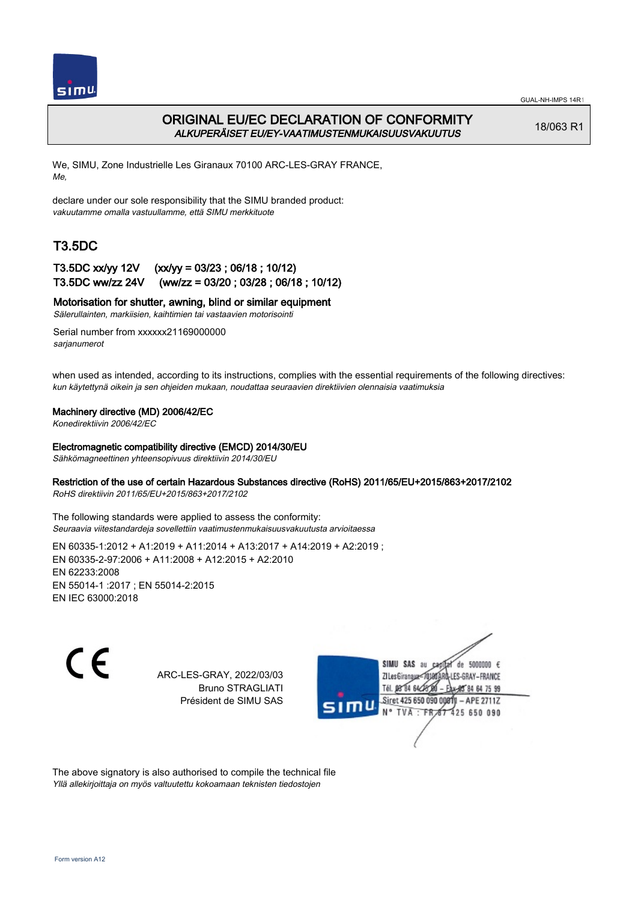# ORIGINAL EU/EC DECLARATION OF CONFORMITY
*ALKUPERÄISET EU/EY-VAATIMUSTENMUKAISUUSVAKUUTUS*

18/063 R1

We, SIMU, Zone Industrielle Les Giranaux 70100 ARC-LES-GRAY FRANCE,
*Me,*

declare under our sole responsibility that the SIMU branded product:
*vakuutamme omalla vastuullamme, että SIMU merkkituote*

## T3.5DC

**T3.5DC xx/yy 12V (xx/yy = 03/23 ; 06/18 ; 10/12)**
**T3.5DC ww/zz 24V (ww/zz = 03/20 ; 03/28 ; 06/18 ; 10/12)**

**Motorisation for shutter, awning, blind or similar equipment**
*Sälerullainten, markiisien, kaihtimien tai vastaavien motorisointi*

Serial number from xxxxxx21169000000
*sarjanumerot*

when used as intended, according to its instructions, complies with the essential requirements of the following directives:
*kun käytettynä oikein ja sen ohjeiden mukaan, noudattaa seuraavien direktiivien olennaisia vaatimuksia*

**Machinery directive (MD) 2006/42/EC**
*Konedirektiivin 2006/42/EC*

**Electromagnetic compatibility directive (EMCD) 2014/30/EU**
*Sähkömagneettinen yhteensopivuus direktiivin 2014/30/EU*

**Restriction of the use of certain Hazardous Substances directive (RoHS) 2011/65/EU+2015/863+2017/2102**
*RoHS direktiivin 2011/65/EU+2015/863+2017/2102*

The following standards were applied to assess the conformity:
*Seuraavia viitestandardeja sovellettiin vaatimustenmukaisuusvakuutusta arvioitaessa*

EN 60335-1:2012 + A1:2019 + A11:2014 + A13:2017 + A14:2019 + A2:2019 ;
EN 60335-2-97:2006 + A11:2008 + A12:2015 + A2:2010
EN 62233:2008
EN 55014-1 :2017 ; EN 55014-2:2015
EN IEC 63000:2018

CE

ARC-LES-GRAY, 2022/03/03
Bruno STRAGLIATI
Président de SIMU SAS

SIMU SAS au capital de 5000000 €
ZI Les Giranaux 70100 ARC-LES-GRAY-FRANCE
Tél. 03 84 64 75 00 – Fax 03 84 64 75 99
Siret 425 650 090 00011 – APE 2711Z
N° TVA : FR 87 425 650 090

The above signatory is also authorised to compile the technical file
*Yllä allekirjoittaja on myös valtuutettu kokoamaan teknisten tiedostojen*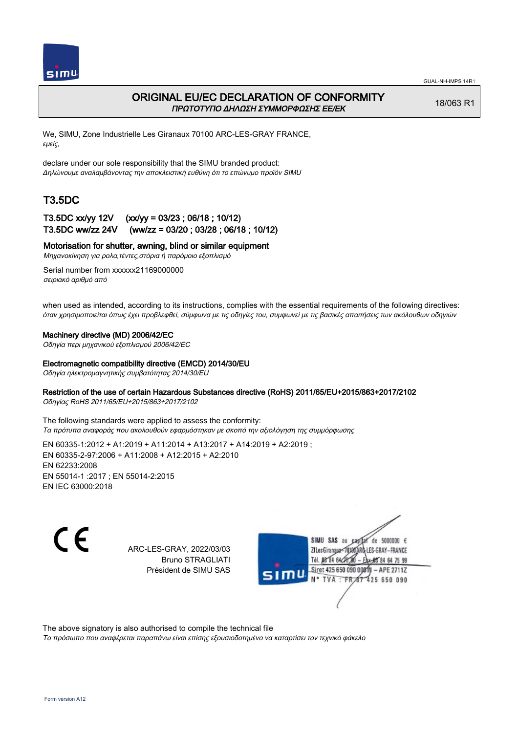# ORIGINAL EU/EC DECLARATION OF CONFORMITY
*ΠΡΩΤΟΤΥΠΟ ΔΗΛΩΣΗ ΣΥΜΜΟΡΦΩΣΗΣ ΕΕ/ΕΚ*

18/063 R1

We, SIMU, Zone Industrielle Les Giranaux 70100 ARC-LES-GRAY FRANCE,
*εμείς,*

declare under our sole responsibility that the SIMU branded product:
*Δηλώνουμε αναλαμβάνοντας την αποκλειστική ευθύνη ότι το επώνυμο προϊόν SIMU*

## T3.5DC

### T3.5DC xx/yy 12V (xx/yy = 03/23 ; 06/18 ; 10/12)
### T3.5DC ww/zz 24V (ww/zz = 03/20 ; 03/28 ; 06/18 ; 10/12)

**Motorisation for shutter, awning, blind or similar equipment**
*Μηχανοκίνηση για ρολα,τέντες,στόρια ή παρόμοιο εξοπλισμό*

Serial number from xxxxxx21169000000
*σειριακό αριθμό από*

when used as intended, according to its instructions, complies with the essential requirements of the following directives:
*όταν χρησιμοποιείται όπως έχει προβλεφθεί, σύμφωνα με τις οδηγίες του, συμφωνεί με τις βασικές απαιτήσεις των ακόλουθων οδηγιών*

**Machinery directive (MD) 2006/42/EC**
*Οδηγία περι μηχανικού εξοπλισμού 2006/42/EC*

**Electromagnetic compatibility directive (EMCD) 2014/30/EU**
*Οδηγία ηλεκτρομαγνητικής συμβατότητας 2014/30/EU*

**Restriction of the use of certain Hazardous Substances directive (RoHS) 2011/65/EU+2015/863+2017/2102**
*Οδηγίας RoHS 2011/65/EU+2015/863+2017/2102*

The following standards were applied to assess the conformity:
*Τα πρότυπα αναφοράς που ακολουθούν εφαρμόστηκαν με σκοπό την αξιολόγηση της συμμόρφωσης*

EN 60335-1:2012 + A1:2019 + A11:2014 + A13:2017 + A14:2019 + A2:2019 ;
EN 60335-2-97:2006 + A11:2008 + A12:2015 + A2:2010
EN 62233:2008
EN 55014-1 :2017 ; EN 55014-2:2015
EN IEC 63000:2018

ARC-LES-GRAY, 2022/03/03
Bruno STRAGLIATI
Président de SIMU SAS

SIMU SAS au capital de 5000000 €
ZI Les Giranaux 70100 ARC-LES-GRAY-FRANCE
Tél. 03 84 64 75 00 – Fax 03 84 64 75 99
Siret 425 650 090 00811 – APE 2711Z
N° TVA : FR 67 425 650 090

The above signatory is also authorised to compile the technical file
*Το πρόσωπο που αναφέρεται παραπάνω είναι επίσης εξουσιοδοτημένο να καταρτίσει τον τεχνικό φάκελο*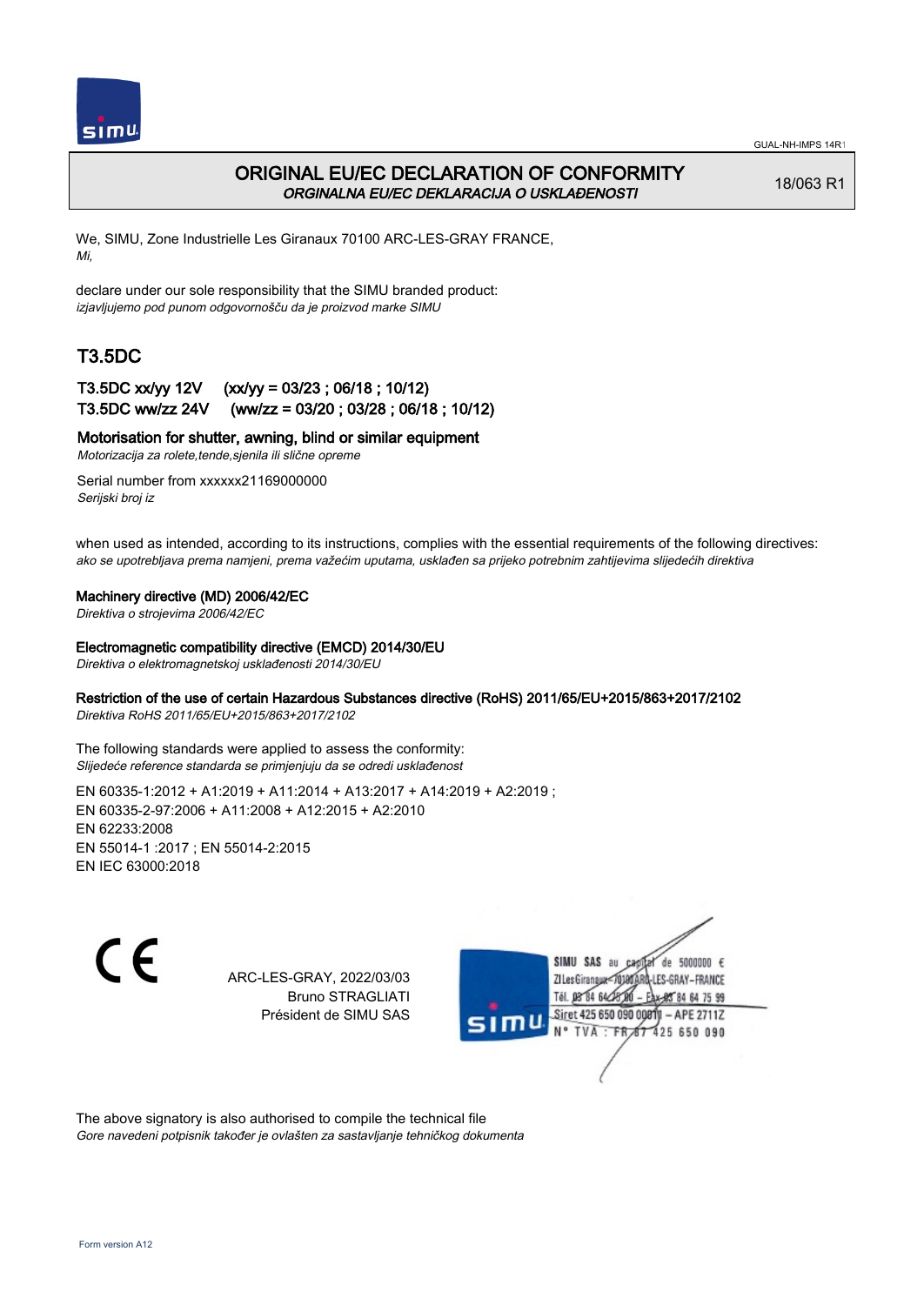# ORIGINAL EU/EC DECLARATION OF CONFORMITY

*ORGINALNA EU/EC DEKLARACIJA O USKLAĐENOSTI*

18/063 R1

We, SIMU, Zone Industrielle Les Giranaux 70100 ARC-LES-GRAY FRANCE,
*Mi,*

declare under our sole responsibility that the SIMU branded product:
*izjavljujemo pod punom odgovornošču da je proizvod marke SIMU*

## T3.5DC

**T3.5DC xx/yy 12V (xx/yy = 03/23 ; 06/18 ; 10/12)**
**T3.5DC ww/zz 24V (ww/zz = 03/20 ; 03/28 ; 06/18 ; 10/12)**

**Motorisation for shutter, awning, blind or similar equipment**
*Motorizacija za rolete,tende,sjenila ili slične opreme*

Serial number from xxxxxx21169000000
*Serijski broj iz*

when used as intended, according to its instructions, complies with the essential requirements of the following directives:
*ako se upotrebljava prema namjeni, prema važećim uputama, usklađen sa prijeko potrebnim zahtijevima slijedećih direktiva*

**Machinery directive (MD) 2006/42/EC**
*Direktiva o strojevima 2006/42/EC*

**Electromagnetic compatibility directive (EMCD) 2014/30/EU**
*Direktiva o elektromagnetskoj usklađenosti 2014/30/EU*

**Restriction of the use of certain Hazardous Substances directive (RoHS) 2011/65/EU+2015/863+2017/2102**
*Direktiva RoHS 2011/65/EU+2015/863+2017/2102*

The following standards were applied to assess the conformity:
*Slijedeće reference standarda se primjenjuju da se odredi usklađenost*

EN 60335-1:2012 + A1:2019 + A11:2014 + A13:2017 + A14:2019 + A2:2019 ;
EN 60335-2-97:2006 + A11:2008 + A12:2015 + A2:2010
EN 62233:2008
EN 55014-1 :2017 ; EN 55014-2:2015
EN IEC 63000:2018

CE

ARC-LES-GRAY, 2022/03/03
Bruno STRAGLIATI
Président de SIMU SAS

SIMU SAS au capital de 5000000 €
ZI Les Giranaux 70100 ARC-LES-GRAY-FRANCE
Tél. 03 84 64 75 00 – Fax 03 84 64 75 99
Siret 425 650 090 00011 – APE 2711Z
N° TVA : FR 87 425 650 090

The above signatory is also authorised to compile the technical file
*Gore navedeni potpisnik također je ovlašten za sastavljanje tehničkog dokumenta*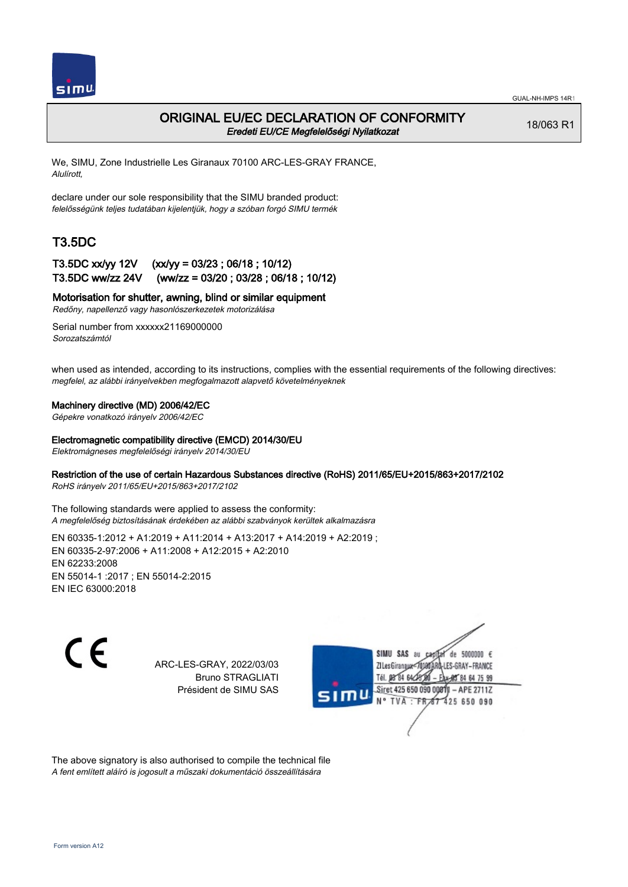GUAL-NH-IMPS 14R1

# ORIGINAL EU/EC DECLARATION OF CONFORMITY

*Eredeti EU/CE Megfelelőségi Nyilatkozat*

18/063 R1

We, SIMU, Zone Industrielle Les Giranaux 70100 ARC-LES-GRAY FRANCE,
*Alulírott,*

declare under our sole responsibility that the SIMU branded product:
*felelősségünk teljes tudatában kijelentjük, hogy a szóban forgó SIMU termék*

## T3.5DC

**T3.5DC xx/yy 12V (xx/yy = 03/23 ; 06/18 ; 10/12)**
**T3.5DC ww/zz 24V (ww/zz = 03/20 ; 03/28 ; 06/18 ; 10/12)**

**Motorisation for shutter, awning, blind or similar equipment**
*Redőny, napellenző vagy hasonlószerkezetek motorizálása*

Serial number from xxxxxx21169000000
*Sorozatszámtól*

when used as intended, according to its instructions, complies with the essential requirements of the following directives:
*megfelel, az alábbi irányelvekben megfogalmazott alapvető követelményeknek*

**Machinery directive (MD) 2006/42/EC**
*Gépekre vonatkozó irányelv 2006/42/EC*

**Electromagnetic compatibility directive (EMCD) 2014/30/EU**
*Elektromágneses megfelelőségi irányelv 2014/30/EU*

**Restriction of the use of certain Hazardous Substances directive (RoHS) 2011/65/EU+2015/863+2017/2102**
*RoHS irányelv 2011/65/EU+2015/863+2017/2102*

The following standards were applied to assess the conformity:
*A megfelelőség biztosításának érdekében az alábbi szabványok kerültek alkalmazásra*

EN 60335-1:2012 + A1:2019 + A11:2014 + A13:2017 + A14:2019 + A2:2019 ;
EN 60335-2-97:2006 + A11:2008 + A12:2015 + A2:2010
EN 62233:2008
EN 55014-1 :2017 ; EN 55014-2:2015
EN IEC 63000:2018

CE

ARC-LES-GRAY, 2022/03/03
Bruno STRAGLIATI
Président de SIMU SAS

SIMU SAS au capital de 5000000 €
ZI Les Giranaux 70100 ARC-LES-GRAY-FRANCE
Tél. 03 84 64 75 00 – Fax 03 84 64 75 99
Siret 425 650 090 00011 – APE 2711Z
N° TVA : FR 67 425 650 090

The above signatory is also authorised to compile the technical file
*A fent említett aláíró is jogosult a műszaki dokumentáció összeállítására*

Form version A12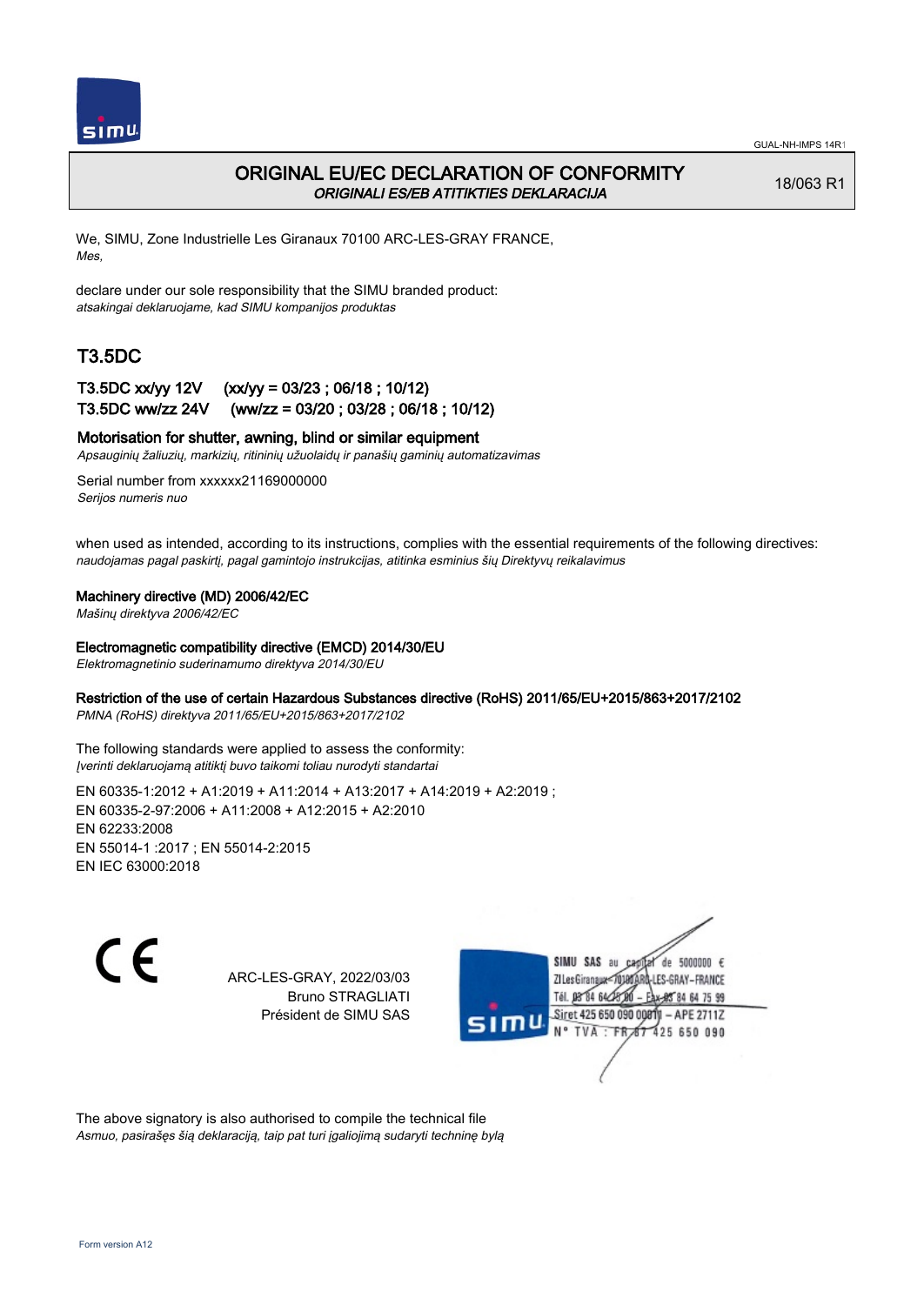# ORIGINAL EU/EC DECLARATION OF CONFORMITY

*ORIGINALI ES/EB ATITIKTIES DEKLARACIJA*

18/063 R1

We, SIMU, Zone Industrielle Les Giranaux 70100 ARC-LES-GRAY FRANCE,
*Mes,*

declare under our sole responsibility that the SIMU branded product:
*atsakingai deklaruojame, kad SIMU kompanijos produktas*

## T3.5DC

**T3.5DC xx/yy 12V (xx/yy = 03/23 ; 06/18 ; 10/12)**
**T3.5DC ww/zz 24V (ww/zz = 03/20 ; 03/28 ; 06/18 ; 10/12)**

**Motorisation for shutter, awning, blind or similar equipment**
*Apsauginių žaliuzių, markizių, ritininių užuolaidų ir panašių gaminių automatizavimas*

Serial number from xxxxxx21169000000
*Serijos numeris nuo*

when used as intended, according to its instructions, complies with the essential requirements of the following directives:
*naudojamas pagal paskirtį, pagal gamintojo instrukcijas, atitinka esminius šių Direktyvų reikalavimus*

**Machinery directive (MD) 2006/42/EC**
*Mašinų direktyva 2006/42/EC*

**Electromagnetic compatibility directive (EMCD) 2014/30/EU**
*Elektromagnetinio suderinamumo direktyva 2014/30/EU*

**Restriction of the use of certain Hazardous Substances directive (RoHS) 2011/65/EU+2015/863+2017/2102**
*PMNA (RoHS) direktyva 2011/65/EU+2015/863+2017/2102*

The following standards were applied to assess the conformity:
*Įverinti deklaruojamą atitiktį buvo taikomi toliau nurodyti standartai*

EN 60335-1:2012 + A1:2019 + A11:2014 + A13:2017 + A14:2019 + A2:2019 ;
EN 60335-2-97:2006 + A11:2008 + A12:2015 + A2:2010
EN 62233:2008
EN 55014-1 :2017 ; EN 55014-2:2015
EN IEC 63000:2018

ARC-LES-GRAY, 2022/03/03
Bruno STRAGLIATI
Président de SIMU SAS

SIMU SAS au capital de 5000000 €
ZI Les Giranaux 70100 ARC-LES-GRAY-FRANCE
Tél. 03 84 64 75 00 – Fax 03 84 64 75 99
Siret 425 650 090 00811 – APE 2711Z
N° TVA : FR 67 425 650 090

The above signatory is also authorised to compile the technical file
*Asmuo, pasirašęs šią deklaraciją, taip pat turi įgaliojimą sudaryti techninę bylą*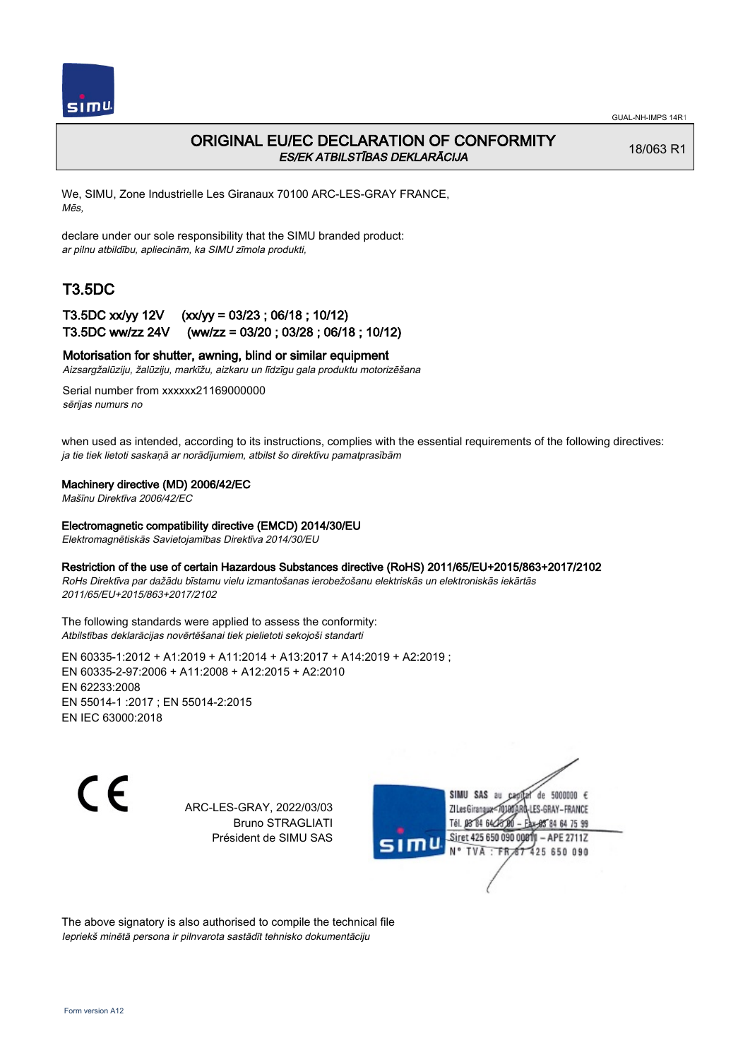# ORIGINAL EU/EC DECLARATION OF CONFORMITY

*ES/EK ATBILSTĪBAS DEKLARĀCIJA*

18/063 R1

We, SIMU, Zone Industrielle Les Giranaux 70100 ARC-LES-GRAY FRANCE,
*Mēs,*

declare under our sole responsibility that the SIMU branded product:
*ar pilnu atbildību, apliecinām, ka SIMU zīmola produkti,*

## T3.5DC

### T3.5DC xx/yy 12V (xx/yy = 03/23 ; 06/18 ; 10/12)
### T3.5DC ww/zz 24V (ww/zz = 03/20 ; 03/28 ; 06/18 ; 10/12)

**Motorisation for shutter, awning, blind or similar equipment**
*Aizsargžalūziju, žalūziju, markīžu, aizkaru un līdzīgu gala produktu motorizēšana*

Serial number from xxxxxx21169000000
*sērijas numurs no*

when used as intended, according to its instructions, complies with the essential requirements of the following directives:
*ja tie tiek lietoti saskaņā ar norādījumiem, atbilst šo direktīvu pamatprasībām*

**Machinery directive (MD) 2006/42/EC**
*Mašīnu Direktīva 2006/42/EC*

**Electromagnetic compatibility directive (EMCD) 2014/30/EU**
*Elektromagnētiskās Savietojamības Direktīva 2014/30/EU*

**Restriction of the use of certain Hazardous Substances directive (RoHS) 2011/65/EU+2015/863+2017/2102**
*RoHs Direktīva par dažādu bīstamu vielu izmantošanas ierobežošanu elektriskās un elektroniskās iekārtās 2011/65/EU+2015/863+2017/2102*

The following standards were applied to assess the conformity:
*Atbilstības deklarācijas novērtēšanai tiek pielietoti sekojoši standarti*

EN 60335-1:2012 + A1:2019 + A11:2014 + A13:2017 + A14:2019 + A2:2019 ;
EN 60335-2-97:2006 + A11:2008 + A12:2015 + A2:2010
EN 62233:2008
EN 55014-1 :2017 ; EN 55014-2:2015
EN IEC 63000:2018

ARC-LES-GRAY, 2022/03/03
Bruno STRAGLIATI
Président de SIMU SAS

SIMU SAS au capital de 5000000 €
ZI Les Giranaux - 70100 ARC-LES-GRAY - FRANCE
Tél. 03 84 64 75 00 - Fax 03 84 64 75 99
Siret 425 650 090 00011 - APE 2711Z
N° TVA : FR 87 425 650 090

The above signatory is also authorised to compile the technical file
*Iepriekš minētā persona ir pilnvarota sastādīt tehnisko dokumentāciju*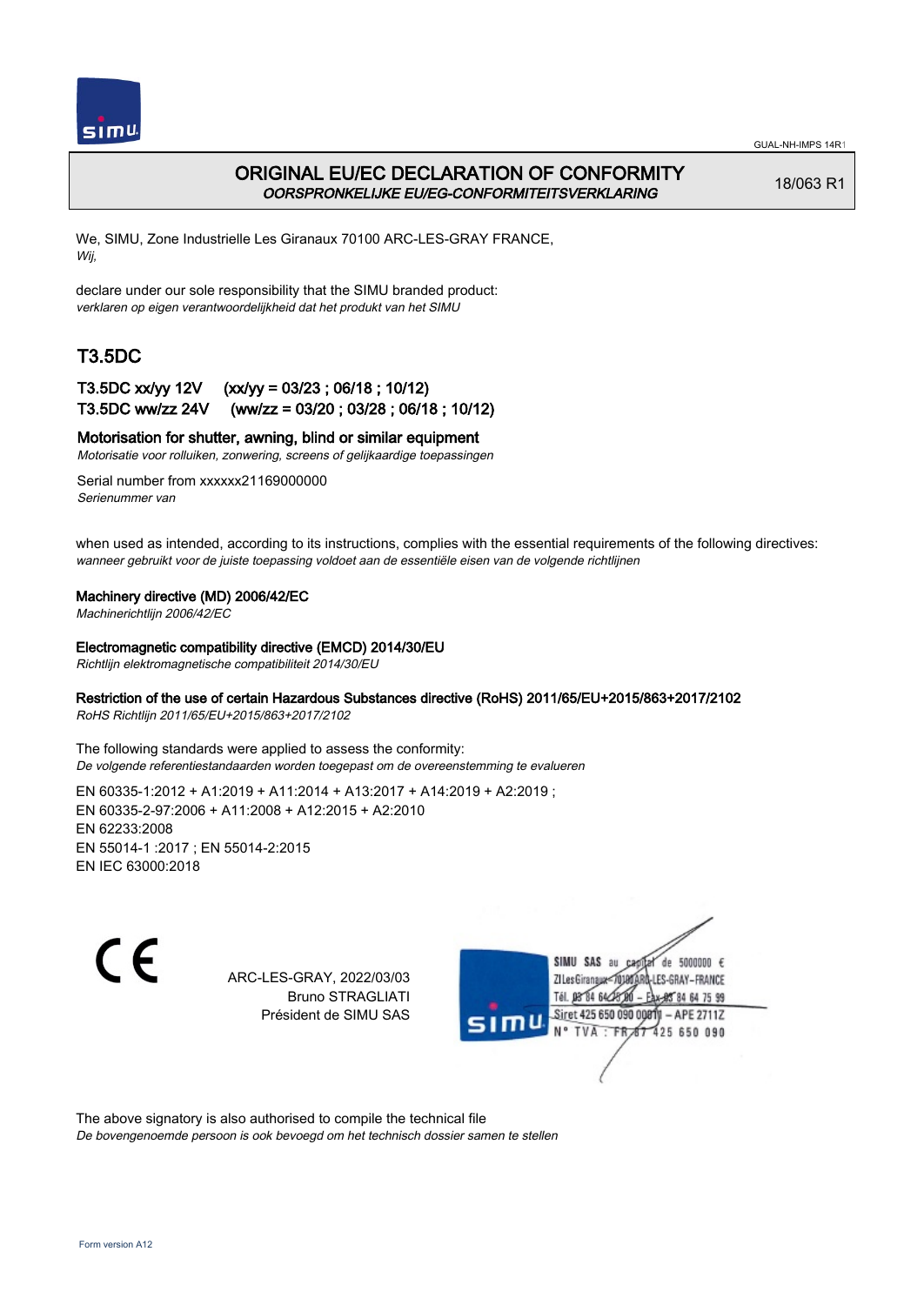# ORIGINAL EU/EC DECLARATION OF CONFORMITY
*OORSPRONKELIJKE EU/EG-CONFORMITEITSVERKLARING*

18/063 R1

We, SIMU, Zone Industrielle Les Giranaux 70100 ARC-LES-GRAY FRANCE,
*Wij,*

declare under our sole responsibility that the SIMU branded product:
*verklaren op eigen verantwoordelijkheid dat het produkt van het SIMU*

## T3.5DC

**T3.5DC xx/yy 12V (xx/yy = 03/23 ; 06/18 ; 10/12)**
**T3.5DC ww/zz 24V (ww/zz = 03/20 ; 03/28 ; 06/18 ; 10/12)**

**Motorisation for shutter, awning, blind or similar equipment**
*Motorisatie voor rolluiken, zonwering, screens of gelijkaardige toepassingen*

Serial number from xxxxxx21169000000
*Serienummer van*

when used as intended, according to its instructions, complies with the essential requirements of the following directives:
*wanneer gebruikt voor de juiste toepassing voldoet aan de essentiële eisen van de volgende richtlijnen*

**Machinery directive (MD) 2006/42/EC**
*Machinerichtlijn 2006/42/EC*

**Electromagnetic compatibility directive (EMCD) 2014/30/EU**
*Richtlijn elektromagnetische compatibiliteit 2014/30/EU*

**Restriction of the use of certain Hazardous Substances directive (RoHS) 2011/65/EU+2015/863+2017/2102**
*RoHS Richtlijn 2011/65/EU+2015/863+2017/2102*

The following standards were applied to assess the conformity:
*De volgende referentiestandaarden worden toegepast om de overeenstemming te evalueren*

EN 60335-1:2012 + A1:2019 + A11:2014 + A13:2017 + A14:2019 + A2:2019 ;
EN 60335-2-97:2006 + A11:2008 + A12:2015 + A2:2010
EN 62233:2008
EN 55014-1 :2017 ; EN 55014-2:2015
EN IEC 63000:2018

CE

ARC-LES-GRAY, 2022/03/03
Bruno STRAGLIATI
Président de SIMU SAS

SIMU SAS au capital de 5000000 €
ZI Les Giranaux 70100 ARC-LES-GRAY-FRANCE
Tél. 03 84 64 78 00 – Fax 03 84 64 75 99
Siret 425 650 090 00811 – APE 2711Z
N° TVA : FR87 425 650 090

The above signatory is also authorised to compile the technical file
*De bovengenoemde persoon is ook bevoegd om het technisch dossier samen te stellen*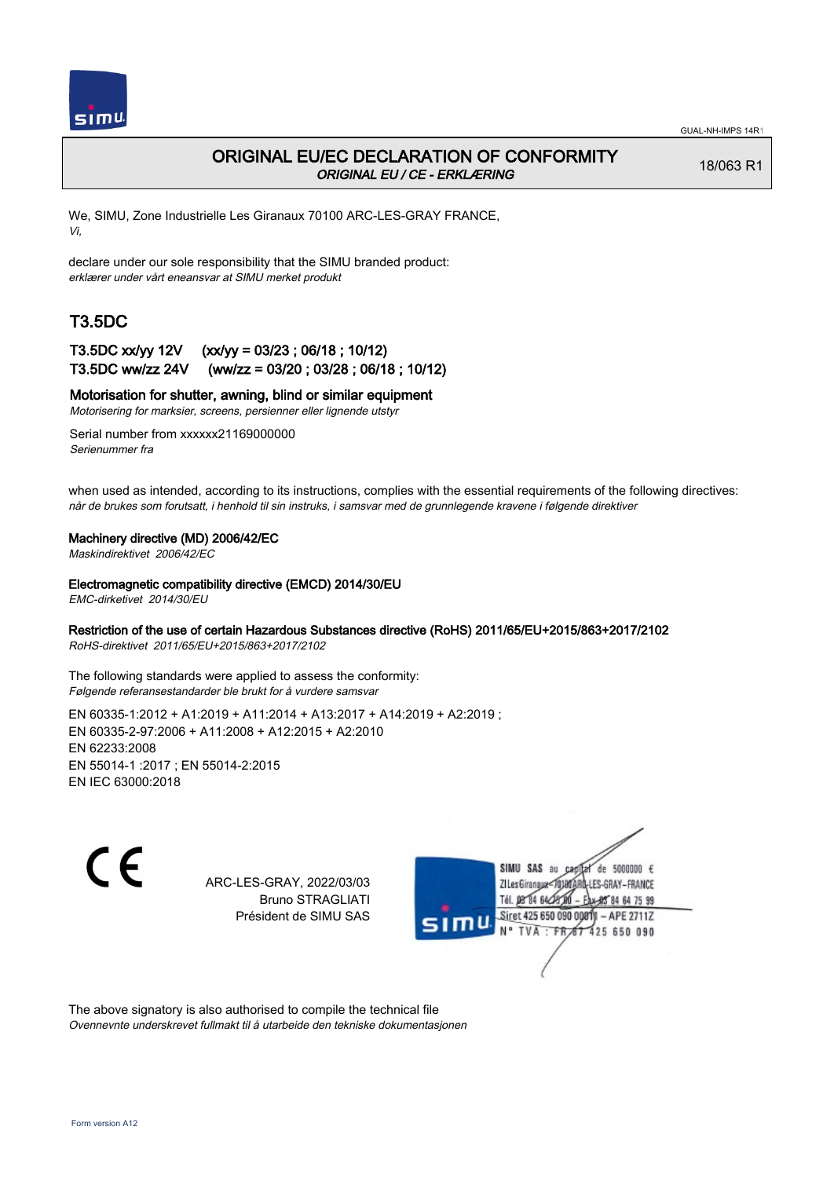# ORIGINAL EU/EC DECLARATION OF CONFORMITY

*ORIGINAL EU / CE - ERKLÆRING*

18/063 R1

We, SIMU, Zone Industrielle Les Giranaux 70100 ARC-LES-GRAY FRANCE,
*Vi,*

declare under our sole responsibility that the SIMU branded product:
*erklærer under vårt eneansvar at SIMU merket produkt*

## T3.5DC

**T3.5DC xx/yy 12V (xx/yy = 03/23 ; 06/18 ; 10/12)**
**T3.5DC ww/zz 24V (ww/zz = 03/20 ; 03/28 ; 06/18 ; 10/12)**

**Motorisation for shutter, awning, blind or similar equipment**
*Motorisering for marksier, screens, persienner eller lignende utstyr*

Serial number from xxxxxx21169000000
*Serienummer fra*

when used as intended, according to its instructions, complies with the essential requirements of the following directives:
*når de brukes som forutsatt, i henhold til sin instruks, i samsvar med de grunnlegende kravene i følgende direktiver*

**Machinery directive (MD) 2006/42/EC**
*Maskindirektivet 2006/42/EC*

**Electromagnetic compatibility directive (EMCD) 2014/30/EU**
*EMC-dirketivet 2014/30/EU*

**Restriction of the use of certain Hazardous Substances directive (RoHS) 2011/65/EU+2015/863+2017/2102**
*RoHS-direktivet 2011/65/EU+2015/863+2017/2102*

The following standards were applied to assess the conformity:
*Følgende referansestandarder ble brukt for å vurdere samsvar*

EN 60335-1:2012 + A1:2019 + A11:2014 + A13:2017 + A14:2019 + A2:2019 ;
EN 60335-2-97:2006 + A11:2008 + A12:2015 + A2:2010
EN 62233:2008
EN 55014-1 :2017 ; EN 55014-2:2015
EN IEC 63000:2018

CE

ARC-LES-GRAY, 2022/03/03
Bruno STRAGLIATI
Président de SIMU SAS

SIMU SAS au capital de 5000000 €
ZI Les Giranaux 70100 ARC-LES-GRAY - FRANCE
Tél. 03 84 64 75 00 - Fax 03 84 64 75 99
Siret 425 650 090 00011 - APE 2711Z
N° TVA : FR 87 425 650 090

The above signatory is also authorised to compile the technical file
*Ovennevnte underskrevet fullmakt til å utarbeide den tekniske dokumentasjonen*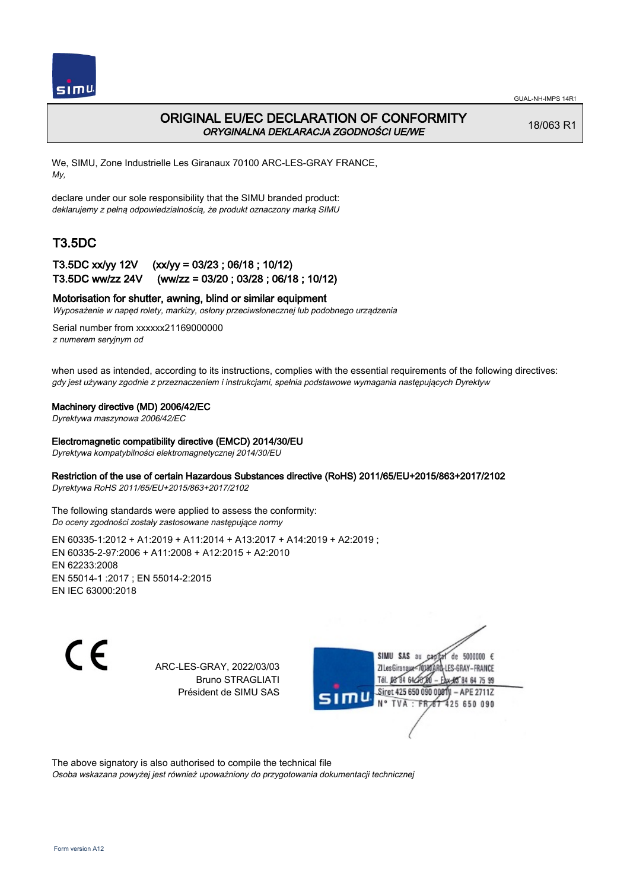GUAL-NH-IMPS 14R1

# ORIGINAL EU/EC DECLARATION OF CONFORMITY
*ORYGINALNA DEKLARACJA ZGODNOŚCI UE/WE*

18/063 R1

We, SIMU, Zone Industrielle Les Giranaux 70100 ARC-LES-GRAY FRANCE,
*My,*

declare under our sole responsibility that the SIMU branded product:
*deklarujemy z pełną odpowiedzialnością, że produkt oznaczony marką SIMU*

## T3.5DC

### T3.5DC xx/yy 12V (xx/yy = 03/23 ; 06/18 ; 10/12)
### T3.5DC ww/zz 24V (ww/zz = 03/20 ; 03/28 ; 06/18 ; 10/12)

**Motorisation for shutter, awning, blind or similar equipment**
*Wyposażenie w napęd rolety, markizy, osłony przeciwsłonecznej lub podobnego urządzenia*

Serial number from xxxxxx21169000000
*z numerem seryjnym od*

when used as intended, according to its instructions, complies with the essential requirements of the following directives:
*gdy jest używany zgodnie z przeznaczeniem i instrukcjami, spełnia podstawowe wymagania następujących Dyrektyw*

**Machinery directive (MD) 2006/42/EC**
*Dyrektywa maszynowa 2006/42/EC*

**Electromagnetic compatibility directive (EMCD) 2014/30/EU**
*Dyrektywa kompatybilności elektromagnetycznej 2014/30/EU*

**Restriction of the use of certain Hazardous Substances directive (RoHS) 2011/65/EU+2015/863+2017/2102**
*Dyrektywa RoHS 2011/65/EU+2015/863+2017/2102*

The following standards were applied to assess the conformity:
*Do oceny zgodności zostały zastosowane następujące normy*

EN 60335-1:2012 + A1:2019 + A11:2014 + A13:2017 + A14:2019 + A2:2019 ;
EN 60335-2-97:2006 + A11:2008 + A12:2015 + A2:2010
EN 62233:2008
EN 55014-1 :2017 ; EN 55014-2:2015
EN IEC 63000:2018

CE

ARC-LES-GRAY, 2022/03/03
Bruno STRAGLIATI
Président de SIMU SAS

SIMU SAS au capital de 5000000 €
ZI Les Giranaux 70100 ARC-LES-GRAY-FRANCE
Tél. 03 84 64 78 00 – Fax 03 84 64 75 99
Siret 425 650 090 00011 – APE 2711Z
N° TVA : FR 87 425 650 090

The above signatory is also authorised to compile the technical file
*Osoba wskazana powyżej jest również upoważniony do przygotowania dokumentacji technicznej*

Form version A12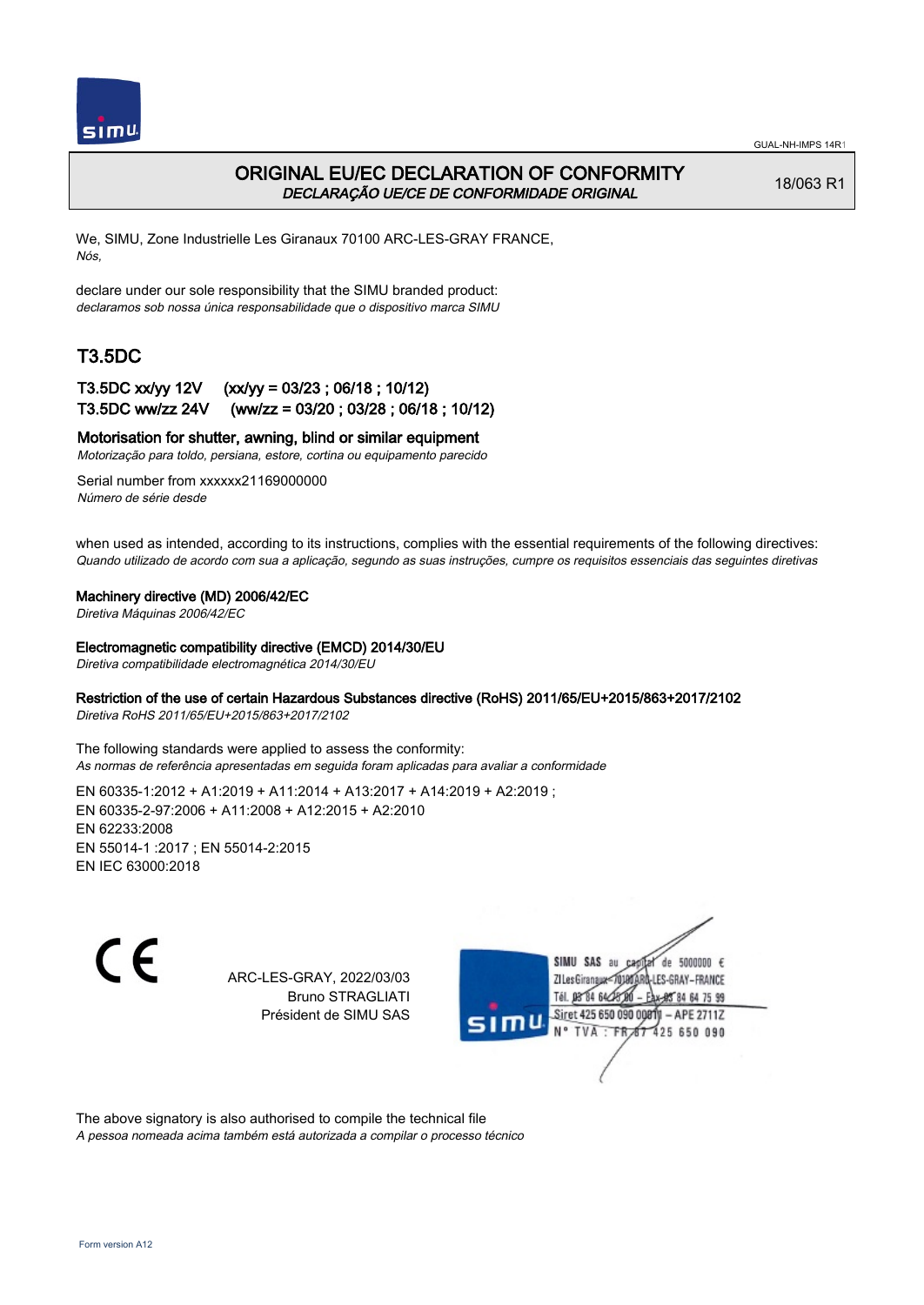GUAL-NH-IMPS 14R1

# ORIGINAL EU/EC DECLARATION OF CONFORMITY
*DECLARAÇÃO UE/CE DE CONFORMIDADE ORIGINAL*

18/063 R1

We, SIMU, Zone Industrielle Les Giranaux 70100 ARC-LES-GRAY FRANCE,
*Nós,*

declare under our sole responsibility that the SIMU branded product:
*declaramos sob nossa única responsabilidade que o dispositivo marca SIMU*

## T3.5DC

**T3.5DC xx/yy 12V (xx/yy = 03/23 ; 06/18 ; 10/12)**
**T3.5DC ww/zz 24V (ww/zz = 03/20 ; 03/28 ; 06/18 ; 10/12)**

**Motorisation for shutter, awning, blind or similar equipment**
*Motorização para toldo, persiana, estore, cortina ou equipamento parecido*

Serial number from xxxxxx21169000000
*Número de série desde*

when used as intended, according to its instructions, complies with the essential requirements of the following directives:
*Quando utilizado de acordo com sua a aplicação, segundo as suas instruções, cumpre os requisitos essenciais das seguintes diretivas*

**Machinery directive (MD) 2006/42/EC**
*Diretiva Máquinas 2006/42/EC*

**Electromagnetic compatibility directive (EMCD) 2014/30/EU**
*Diretiva compatibilidade electromagnética 2014/30/EU*

**Restriction of the use of certain Hazardous Substances directive (RoHS) 2011/65/EU+2015/863+2017/2102**
*Diretiva RoHS 2011/65/EU+2015/863+2017/2102*

The following standards were applied to assess the conformity:
*As normas de referência apresentadas em seguida foram aplicadas para avaliar a conformidade*

EN 60335-1:2012 + A1:2019 + A11:2014 + A13:2017 + A14:2019 + A2:2019 ;
EN 60335-2-97:2006 + A11:2008 + A12:2015 + A2:2010
EN 62233:2008
EN 55014-1 :2017 ; EN 55014-2:2015
EN IEC 63000:2018

ARC-LES-GRAY, 2022/03/03
Bruno STRAGLIATI
Président de SIMU SAS

SIMU SAS au capital de 5000000 €
ZI Les Giranaux 70100 ARC-LES-GRAY-FRANCE
Tél. 03 84 64 75 00 – Fax 03 84 64 75 99
Siret 425 650 090 00811 – APE 2711Z
N° TVA : FR 87 425 650 090

The above signatory is also authorised to compile the technical file
*A pessoa nomeada acima também está autorizada a compilar o processo técnico*

Form version A12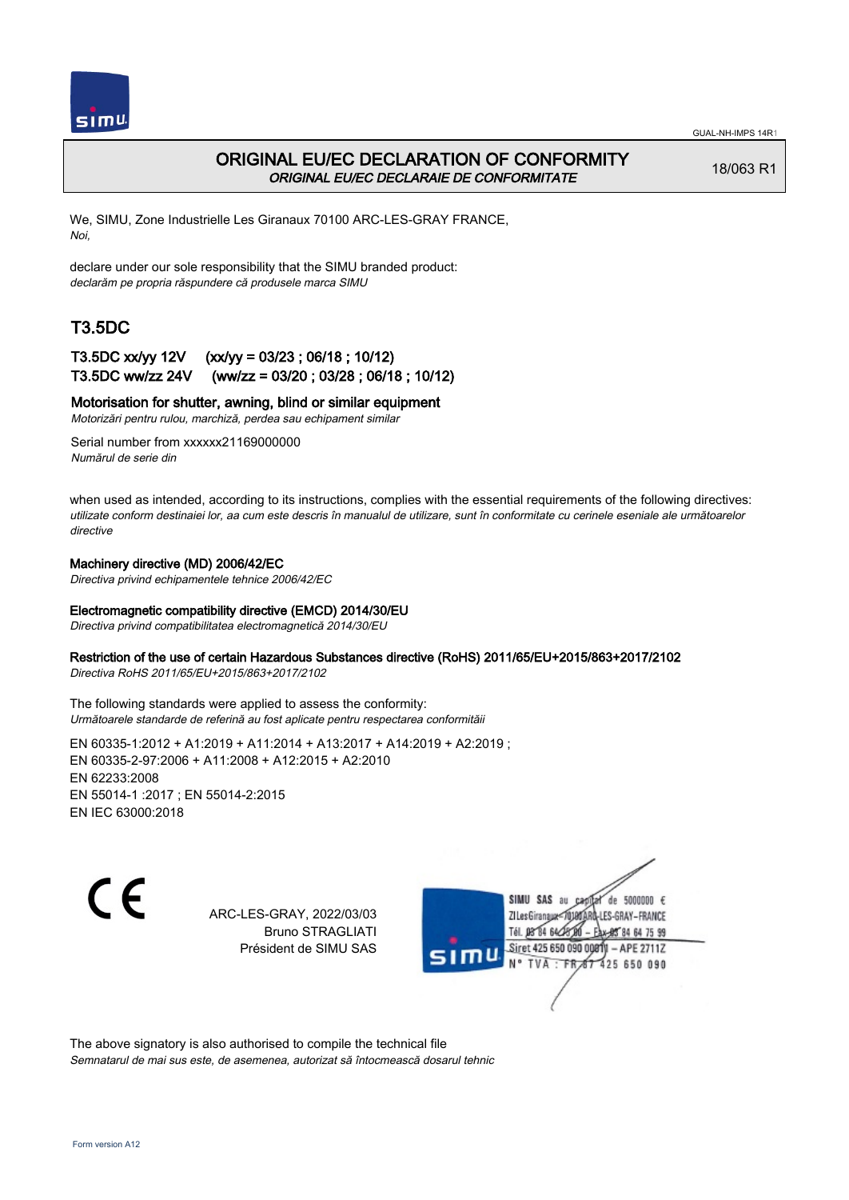GUAL-NH-IMPS 14R1

# ORIGINAL EU/EC DECLARATION OF CONFORMITY

*ORIGINAL EU/EC DECLARAIE DE CONFORMITATE*

18/063 R1

We, SIMU, Zone Industrielle Les Giranaux 70100 ARC-LES-GRAY FRANCE,
*Noi,*

declare under our sole responsibility that the SIMU branded product:
*declarăm pe propria răspundere că produsele marca SIMU*

## T3.5DC

### T3.5DC xx/yy 12V (xx/yy = 03/23 ; 06/18 ; 10/12)
### T3.5DC ww/zz 24V (ww/zz = 03/20 ; 03/28 ; 06/18 ; 10/12)

**Motorisation for shutter, awning, blind or similar equipment**
*Motorizări pentru rulou, marchiză, perdea sau echipament similar*

Serial number from xxxxxx21169000000
*Numărul de serie din*

when used as intended, according to its instructions, complies with the essential requirements of the following directives:
*utilizate conform destinaiei lor, aa cum este descris în manualul de utilizare, sunt în conformitate cu cerinele eseniale ale următoarelor directive*

**Machinery directive (MD) 2006/42/EC**
*Directiva privind echipamentele tehnice 2006/42/EC*

**Electromagnetic compatibility directive (EMCD) 2014/30/EU**
*Directiva privind compatibilitatea electromagnetică 2014/30/EU*

**Restriction of the use of certain Hazardous Substances directive (RoHS) 2011/65/EU+2015/863+2017/2102**
*Directiva RoHS 2011/65/EU+2015/863+2017/2102*

The following standards were applied to assess the conformity:
*Următoarele standarde de referină au fost aplicate pentru respectarea conformităii*

EN 60335-1:2012 + A1:2019 + A11:2014 + A13:2017 + A14:2019 + A2:2019 ;
EN 60335-2-97:2006 + A11:2008 + A12:2015 + A2:2010
EN 62233:2008
EN 55014-1 :2017 ; EN 55014-2:2015
EN IEC 63000:2018

CE

ARC-LES-GRAY, 2022/03/03
Bruno STRAGLIATI
Président de SIMU SAS

SIMU SAS au capital de 5000000 €
ZI Les Giranaux 70100 ARC-LES-GRAY-FRANCE
Tél. 03 84 64 75 00 – Fax 03 84 64 75 99
Siret 425 650 090 00811 – APE 2711Z
N° TVA : FR 67 425 650 090

The above signatory is also authorised to compile the technical file
*Semnatarul de mai sus este, de asemenea, autorizat să întocmească dosarul tehnic*

Form version A12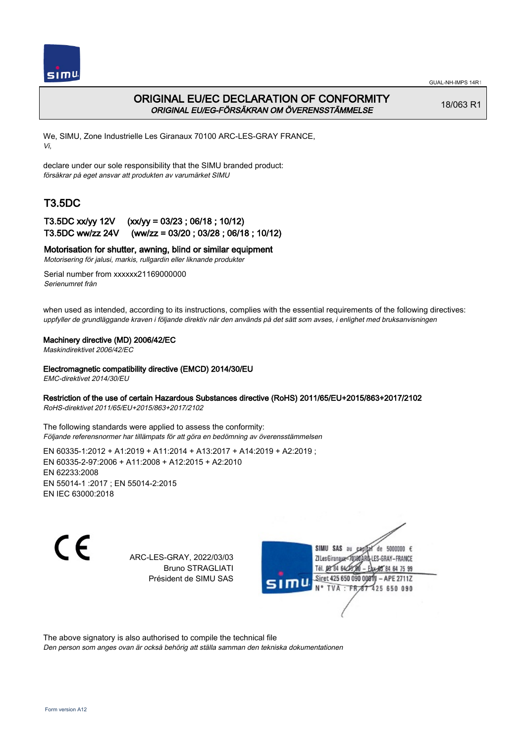# ORIGINAL EU/EC DECLARATION OF CONFORMITY

*ORIGINAL EU/EG-FÖRSÄKRAN OM ÖVERENSSTÄMMELSE*

18/063 R1

We, SIMU, Zone Industrielle Les Giranaux 70100 ARC-LES-GRAY FRANCE,
*Vi,*

declare under our sole responsibility that the SIMU branded product:
*försäkrar på eget ansvar att produkten av varumärket SIMU*

## T3.5DC

**T3.5DC xx/yy 12V (xx/yy = 03/23 ; 06/18 ; 10/12)**
**T3.5DC ww/zz 24V (ww/zz = 03/20 ; 03/28 ; 06/18 ; 10/12)**

**Motorisation for shutter, awning, blind or similar equipment**
*Motorisering för jalusi, markis, rullgardin eller liknande produkter*

Serial number from xxxxxx21169000000
*Serienumret från*

when used as intended, according to its instructions, complies with the essential requirements of the following directives:
*uppfyller de grundläggande kraven i följande direktiv när den används på det sätt som avses, i enlighet med bruksanvisningen*

**Machinery directive (MD) 2006/42/EC**
*Maskindirektivet 2006/42/EC*

**Electromagnetic compatibility directive (EMCD) 2014/30/EU**
*EMC-direktivet 2014/30/EU*

**Restriction of the use of certain Hazardous Substances directive (RoHS) 2011/65/EU+2015/863+2017/2102**
*RoHS-direktivet 2011/65/EU+2015/863+2017/2102*

The following standards were applied to assess the conformity:
*Följande referensnormer har tillämpats för att göra en bedömning av överensstämmelsen*

EN 60335-1:2012 + A1:2019 + A11:2014 + A13:2017 + A14:2019 + A2:2019 ;
EN 60335-2-97:2006 + A11:2008 + A12:2015 + A2:2010
EN 62233:2008
EN 55014-1 :2017 ; EN 55014-2:2015
EN IEC 63000:2018

ARC-LES-GRAY, 2022/03/03
Bruno STRAGLIATI
Président de SIMU SAS

SIMU SAS au capital de 5000000 €
ZI Les Giranaux 70100 ARC-LES-GRAY-FRANCE
Tél. 03 84 64 75 00 – Fax 03 84 64 75 99
Siret 425 650 090 00011 – APE 2711Z
N° TVA : FR 87 425 650 090

The above signatory is also authorised to compile the technical file
*Den person som anges ovan är också behörig att ställa samman den tekniska dokumentationen*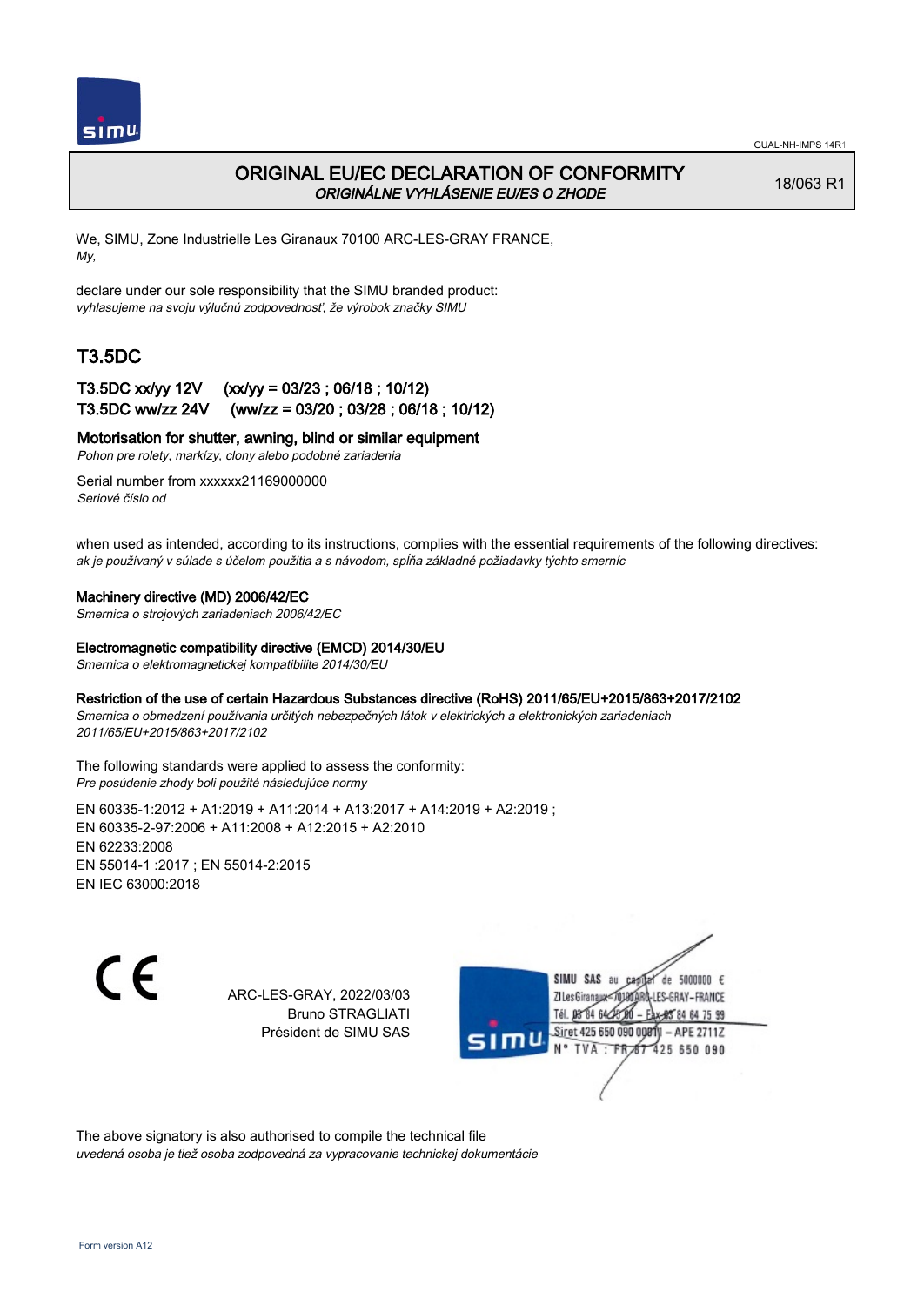GUAL-NH-IMPS 14R1

# ORIGINAL EU/EC DECLARATION OF CONFORMITY

*ORIGINÁLNE VYHLÁSENIE EU/ES O ZHODE*

18/063 R1

We, SIMU, Zone Industrielle Les Giranaux 70100 ARC-LES-GRAY FRANCE,
*My,*

declare under our sole responsibility that the SIMU branded product:
*vyhlasujeme na svoju výlučnú zodpovednosť, že výrobok značky SIMU*

## T3.5DC

### T3.5DC xx/yy 12V (xx/yy = 03/23 ; 06/18 ; 10/12)
### T3.5DC ww/zz 24V (ww/zz = 03/20 ; 03/28 ; 06/18 ; 10/12)

**Motorisation for shutter, awning, blind or similar equipment**
*Pohon pre rolety, markízy, clony alebo podobné zariadenia*

Serial number from xxxxxx21169000000
*Seriové číslo od*

when used as intended, according to its instructions, complies with the essential requirements of the following directives:
*ak je používaný v súlade s účelom použitia a s návodom, spĺňa základné požiadavky týchto smerníc*

**Machinery directive (MD) 2006/42/EC**
*Smernica o strojových zariadeniach 2006/42/EC*

**Electromagnetic compatibility directive (EMCD) 2014/30/EU**
*Smernica o elektromagnetickej kompatibilite 2014/30/EU*

**Restriction of the use of certain Hazardous Substances directive (RoHS) 2011/65/EU+2015/863+2017/2102**
*Smernica o obmedzení používania určitých nebezpečných látok v elektrických a elektronických zariadeniach 2011/65/EU+2015/863+2017/2102*

The following standards were applied to assess the conformity:
*Pre posúdenie zhody boli použité následujúce normy*

EN 60335-1:2012 + A1:2019 + A11:2014 + A13:2017 + A14:2019 + A2:2019 ;
EN 60335-2-97:2006 + A11:2008 + A12:2015 + A2:2010
EN 62233:2008
EN 55014-1 :2017 ; EN 55014-2:2015
EN IEC 63000:2018

CE

ARC-LES-GRAY, 2022/03/03
Bruno STRAGLIATI
Président de SIMU SAS

SIMU SAS au capital de 5000000 €
ZI Les Giranaux 70100 ARC-LES-GRAY-FRANCE
Tél. 03 84 64 75 00 – Fax 03 84 64 75 99
Siret 425 650 090 00011 – APE 2711Z
N° TVA : FR 67 425 650 090

The above signatory is also authorised to compile the technical file
*uvedená osoba je tiež osoba zodpovedná za vypracovanie technickej dokumentácie*

Form version A12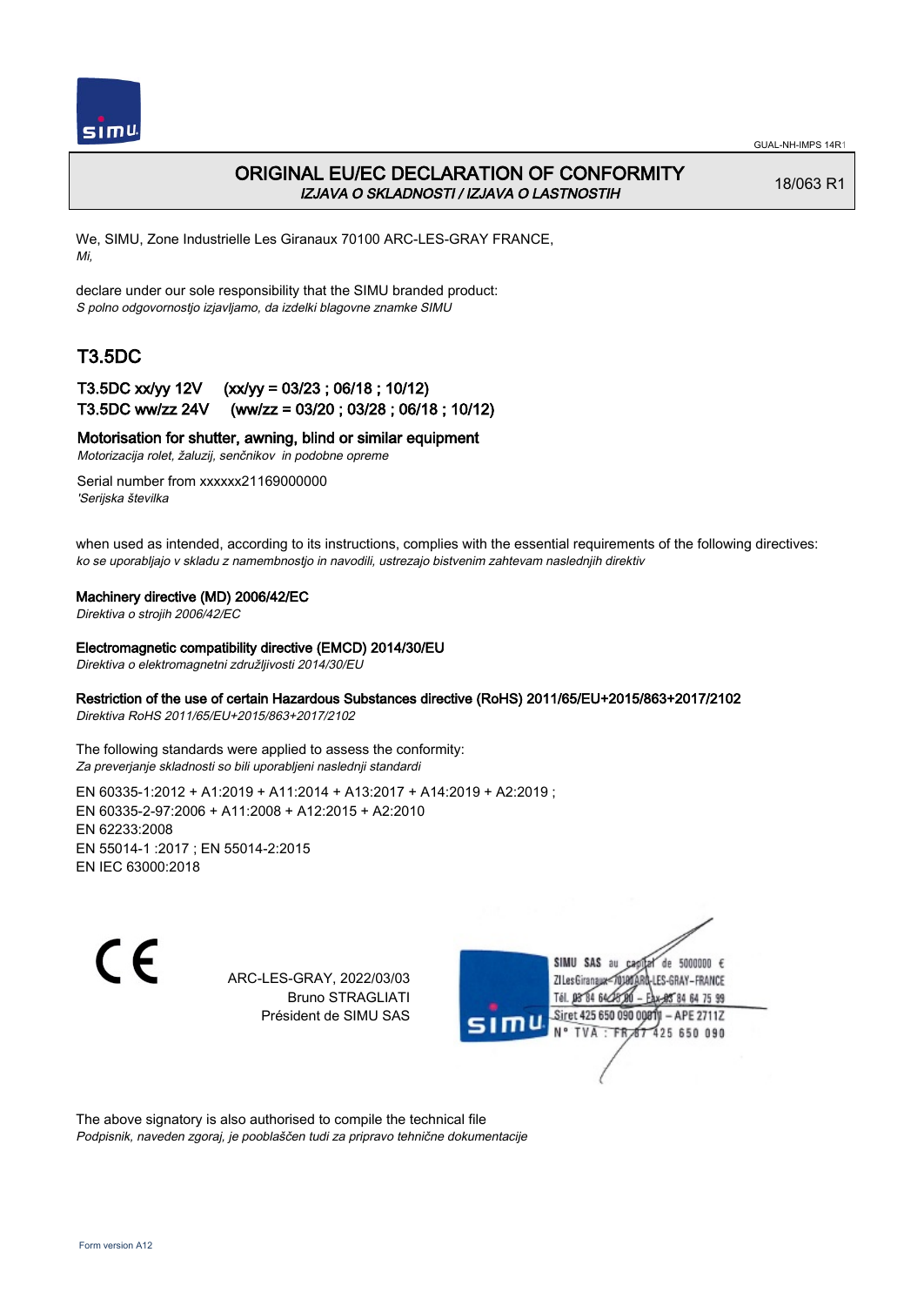GUAL-NH-IMPS 14R1

# ORIGINAL EU/EC DECLARATION OF CONFORMITY

*IZJAVA O SKLADNOSTI / IZJAVA O LASTNOSTIH*

18/063 R1

We, SIMU, Zone Industrielle Les Giranaux 70100 ARC-LES-GRAY FRANCE,
*Mi,*

declare under our sole responsibility that the SIMU branded product:
*S polno odgovornostjo izjavljamo, da izdelki blagovne znamke SIMU*

## T3.5DC

### T3.5DC xx/yy 12V (xx/yy = 03/23 ; 06/18 ; 10/12)
### T3.5DC ww/zz 24V (ww/zz = 03/20 ; 03/28 ; 06/18 ; 10/12)

**Motorisation for shutter, awning, blind or similar equipment**
*Motorizacija rolet, žaluzij, senčnikov in podobne opreme*

Serial number from xxxxxx21169000000
*'Serijska številka*

when used as intended, according to its instructions, complies with the essential requirements of the following directives:
*ko se uporabljajo v skladu z namembnostjo in navodili, ustrezajo bistvenim zahtevam naslednjih direktiv*

**Machinery directive (MD) 2006/42/EC**
*Direktiva o strojih 2006/42/EC*

**Electromagnetic compatibility directive (EMCD) 2014/30/EU**
*Direktiva o elektromagnetni združljivosti 2014/30/EU*

**Restriction of the use of certain Hazardous Substances directive (RoHS) 2011/65/EU+2015/863+2017/2102**
*Direktiva RoHS 2011/65/EU+2015/863+2017/2102*

The following standards were applied to assess the conformity:
*Za preverjanje skladnosti so bili uporabljeni naslednji standardi*

EN 60335-1:2012 + A1:2019 + A11:2014 + A13:2017 + A14:2019 + A2:2019 ;
EN 60335-2-97:2006 + A11:2008 + A12:2015 + A2:2010
EN 62233:2008
EN 55014-1 :2017 ; EN 55014-2:2015
EN IEC 63000:2018

ARC-LES-GRAY, 2022/03/03
Bruno STRAGLIATI
Président de SIMU SAS

SIMU SAS au capital de 5000000 €
ZI Les Giranaux 70100 ARC-LES-GRAY-FRANCE
Tél. 03 84 64 75 00 – Fax 03 84 64 75 99
Siret 425 650 090 00011 – APE 2711Z
N° TVA : FR 87 425 650 090

The above signatory is also authorised to compile the technical file
*Podpisnik, naveden zgoraj, je pooblaščen tudi za pripravo tehnične dokumentacije*

Form version A12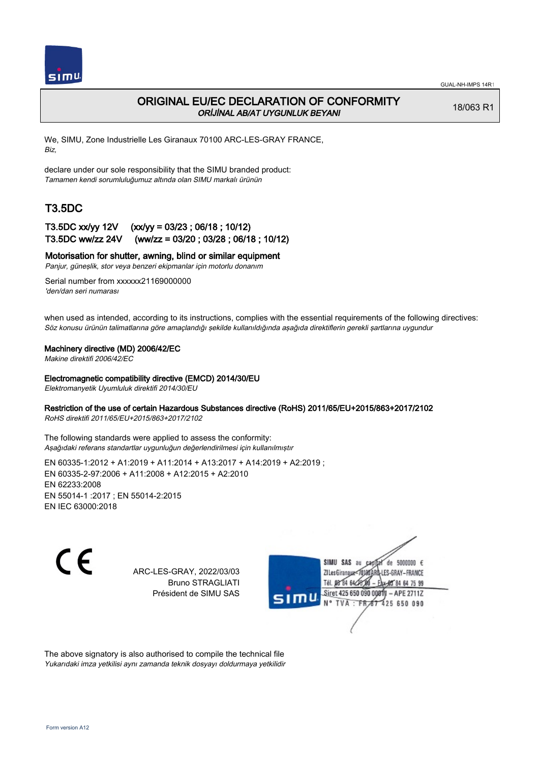# ORIGINAL EU/EC DECLARATION OF CONFORMITY

*ORİJİNAL AB/AT UYGUNLUK BEYANI*

18/063 R1

We, SIMU, Zone Industrielle Les Giranaux 70100 ARC-LES-GRAY FRANCE,
*Biz,*

declare under our sole responsibility that the SIMU branded product:
*Tamamen kendi sorumluluğumuz altında olan SIMU markalı ürünün*

## T3.5DC

### T3.5DC xx/yy 12V (xx/yy = 03/23 ; 06/18 ; 10/12)
### T3.5DC ww/zz 24V (ww/zz = 03/20 ; 03/28 ; 06/18 ; 10/12)

**Motorisation for shutter, awning, blind or similar equipment**
*Panjur, güneşlik, stor veya benzeri ekipmanlar için motorlu donanım*

Serial number from xxxxxx21169000000
*'den/dan seri numarası*

when used as intended, according to its instructions, complies with the essential requirements of the following directives:
*Söz konusu ürünün talimatlarına göre amaçlandığı şekilde kullanıldığında aşağıda direktiflerin gerekli şartlarına uygundur*

**Machinery directive (MD) 2006/42/EC**
*Makine direktifi 2006/42/EC*

**Electromagnetic compatibility directive (EMCD) 2014/30/EU**
*Elektromanyetik Uyumluluk direktifi 2014/30/EU*

**Restriction of the use of certain Hazardous Substances directive (RoHS) 2011/65/EU+2015/863+2017/2102**
*RoHS direktifi 2011/65/EU+2015/863+2017/2102*

The following standards were applied to assess the conformity:
*Aşağıdaki referans standartlar uygunluğun değerlendirilmesi için kullanılmıştır*

EN 60335-1:2012 + A1:2019 + A11:2014 + A13:2017 + A14:2019 + A2:2019 ;
EN 60335-2-97:2006 + A11:2008 + A12:2015 + A2:2010
EN 62233:2008
EN 55014-1 :2017 ; EN 55014-2:2015
EN IEC 63000:2018

ARC-LES-GRAY, 2022/03/03
Bruno STRAGLIATI
Président de SIMU SAS

SIMU SAS au capital de 5000000 €
ZI Les Giranaux 70100 ARC-LES-GRAY-FRANCE
Tél. 03 84 64 75 00 – Fax 03 84 64 75 99
Siret 425 650 090 00811 – APE 2711Z
N° TVA : FR 87 425 650 090

The above signatory is also authorised to compile the technical file
*Yukarıdaki imza yetkilisi aynı zamanda teknik dosyayı doldurmaya yetkilidir*